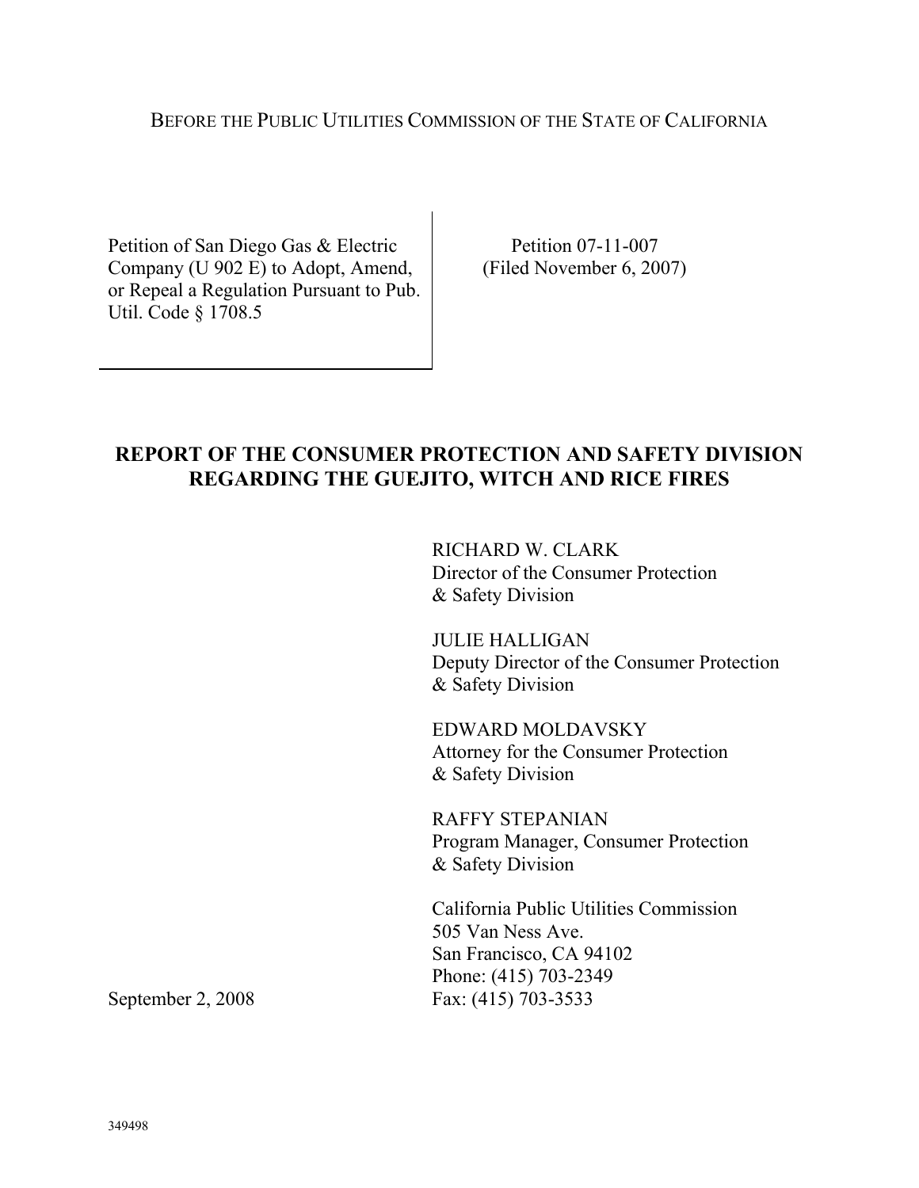BEFORE THE PUBLIC UTILITIES COMMISSION OF THE STATE OF CALIFORNIA

| Petition of San Diego Gas & Electric Company (U 902 E) to Adopt, Amend, or Repeal a Regulation Pursuant to Pub. Util. Code § 1708.5 | Petition 07-11-007 (Filed November 6, 2007) |
|---|---|

# REPORT OF THE CONSUMER PROTECTION AND SAFETY DIVISION REGARDING THE GUEJITO, WITCH AND RICE FIRES

RICHARD W. CLARK
Director of the Consumer Protection & Safety Division

JULIE HALLIGAN
Deputy Director of the Consumer Protection & Safety Division

EDWARD MOLDAVSKY
Attorney for the Consumer Protection & Safety Division

RAFFY STEPANIAN
Program Manager, Consumer Protection & Safety Division

California Public Utilities Commission
505 Van Ness Ave.
San Francisco, CA 94102
Phone: (415) 703-2349
Fax: (415) 703-3533

September 2, 2008

349498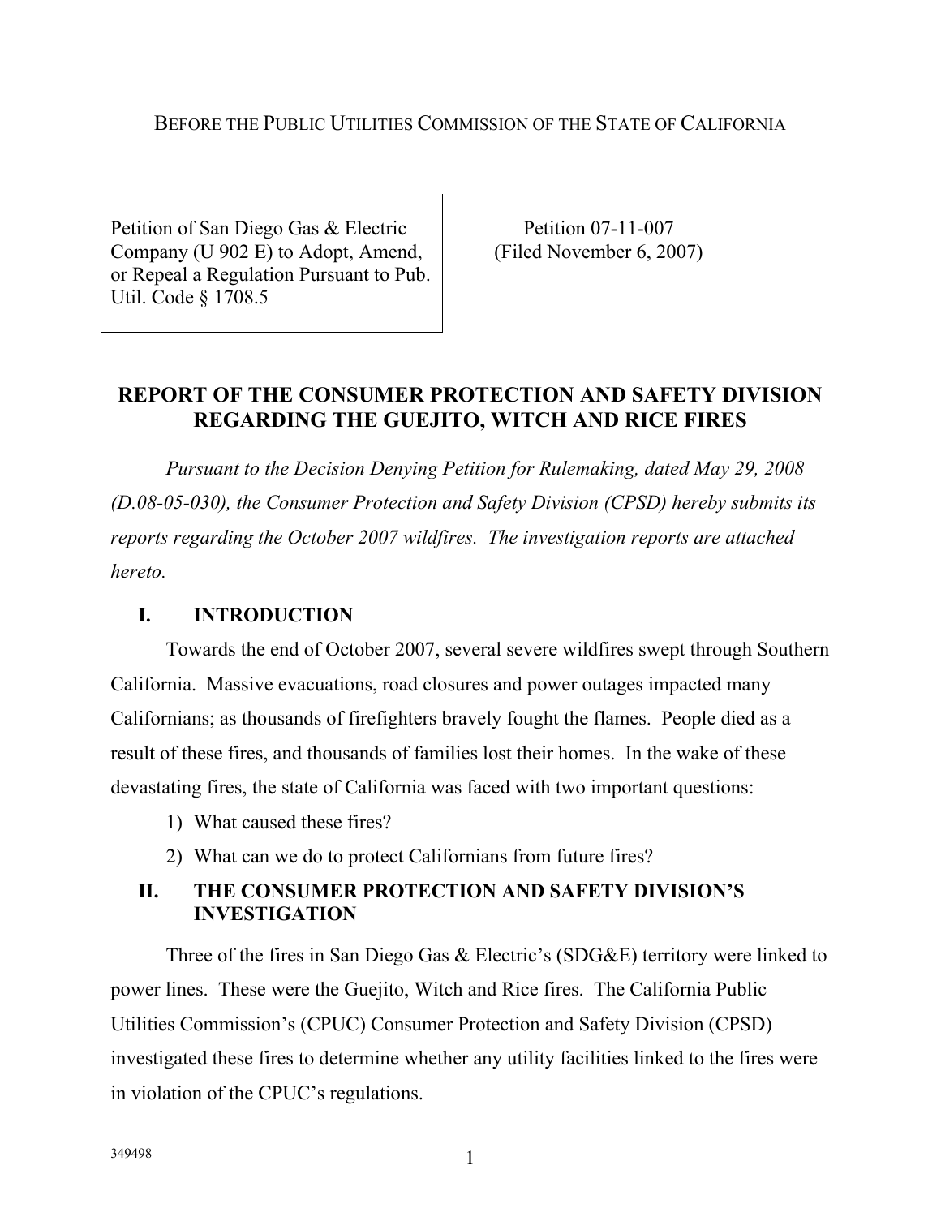BEFORE THE PUBLIC UTILITIES COMMISSION OF THE STATE OF CALIFORNIA

| Petition of San Diego Gas & Electric Company (U 902 E) to Adopt, Amend, or Repeal a Regulation Pursuant to Pub. Util. Code § 1708.5 | Petition 07-11-007 (Filed November 6, 2007) |
|---|---|

# REPORT OF THE CONSUMER PROTECTION AND SAFETY DIVISION REGARDING THE GUEJITO, WITCH AND RICE FIRES

*Pursuant to the Decision Denying Petition for Rulemaking, dated May 29, 2008 (D.08-05-030), the Consumer Protection and Safety Division (CPSD) hereby submits its reports regarding the October 2007 wildfires. The investigation reports are attached hereto.*

## I. INTRODUCTION

Towards the end of October 2007, several severe wildfires swept through Southern California. Massive evacuations, road closures and power outages impacted many Californians; as thousands of firefighters bravely fought the flames. People died as a result of these fires, and thousands of families lost their homes. In the wake of these devastating fires, the state of California was faced with two important questions:

1) What caused these fires?
2) What can we do to protect Californians from future fires?

## II. THE CONSUMER PROTECTION AND SAFETY DIVISION'S INVESTIGATION

Three of the fires in San Diego Gas & Electric's (SDG&E) territory were linked to power lines. These were the Guejito, Witch and Rice fires. The California Public Utilities Commission's (CPUC) Consumer Protection and Safety Division (CPSD) investigated these fires to determine whether any utility facilities linked to the fires were in violation of the CPUC's regulations.

349498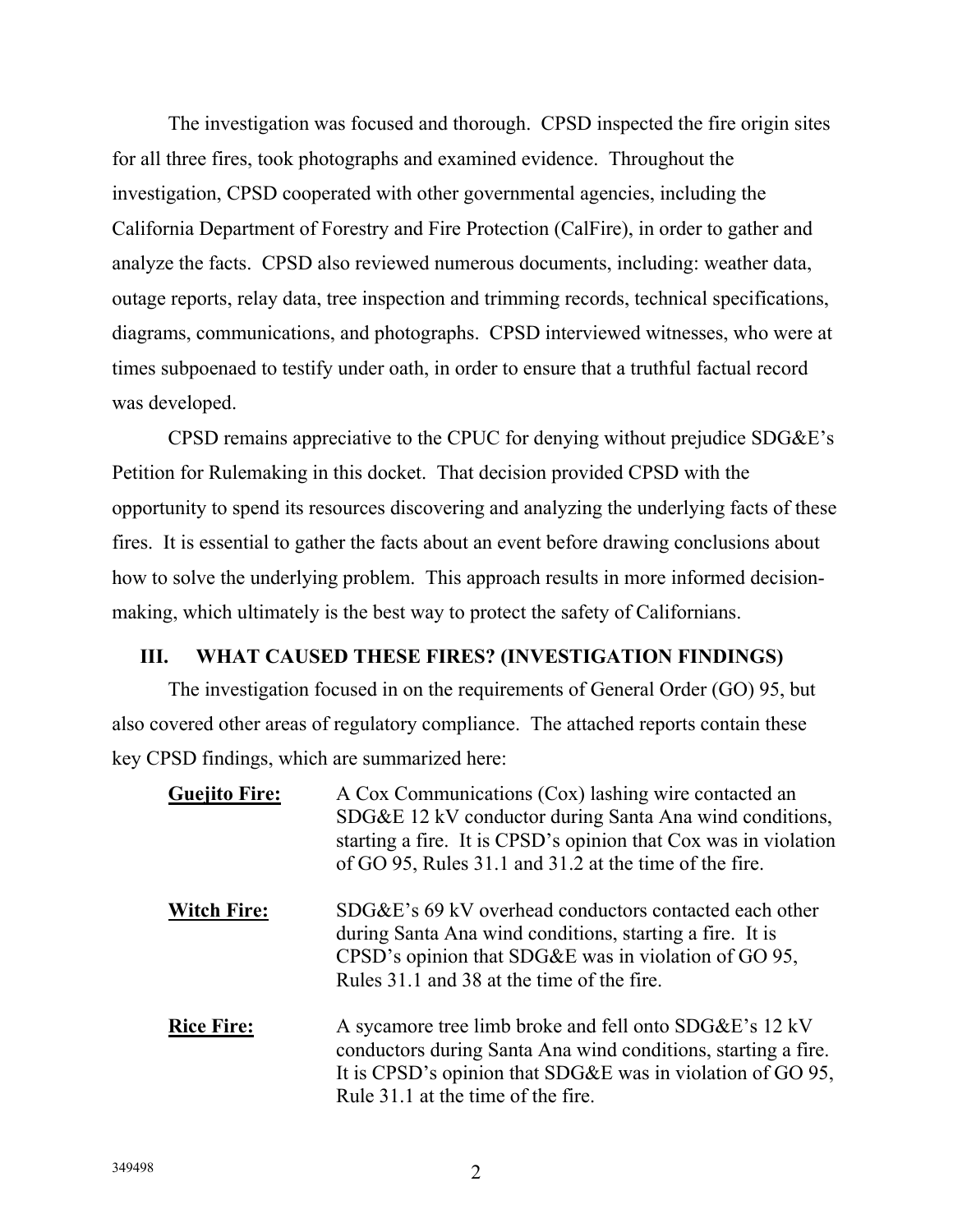The investigation was focused and thorough. CPSD inspected the fire origin sites for all three fires, took photographs and examined evidence. Throughout the investigation, CPSD cooperated with other governmental agencies, including the California Department of Forestry and Fire Protection (CalFire), in order to gather and analyze the facts. CPSD also reviewed numerous documents, including: weather data, outage reports, relay data, tree inspection and trimming records, technical specifications, diagrams, communications, and photographs. CPSD interviewed witnesses, who were at times subpoenaed to testify under oath, in order to ensure that a truthful factual record was developed.

CPSD remains appreciative to the CPUC for denying without prejudice SDG&E's Petition for Rulemaking in this docket. That decision provided CPSD with the opportunity to spend its resources discovering and analyzing the underlying facts of these fires. It is essential to gather the facts about an event before drawing conclusions about how to solve the underlying problem. This approach results in more informed decision-making, which ultimately is the best way to protect the safety of Californians.

## III. WHAT CAUSED THESE FIRES? (INVESTIGATION FINDINGS)

The investigation focused in on the requirements of General Order (GO) 95, but also covered other areas of regulatory compliance. The attached reports contain these key CPSD findings, which are summarized here:

**Guejito Fire:** A Cox Communications (Cox) lashing wire contacted an SDG&E 12 kV conductor during Santa Ana wind conditions, starting a fire. It is CPSD's opinion that Cox was in violation of GO 95, Rules 31.1 and 31.2 at the time of the fire.

**Witch Fire:** SDG&E's 69 kV overhead conductors contacted each other during Santa Ana wind conditions, starting a fire. It is CPSD's opinion that SDG&E was in violation of GO 95, Rules 31.1 and 38 at the time of the fire.

**Rice Fire:** A sycamore tree limb broke and fell onto SDG&E's 12 kV conductors during Santa Ana wind conditions, starting a fire. It is CPSD's opinion that SDG&E was in violation of GO 95, Rule 31.1 at the time of the fire.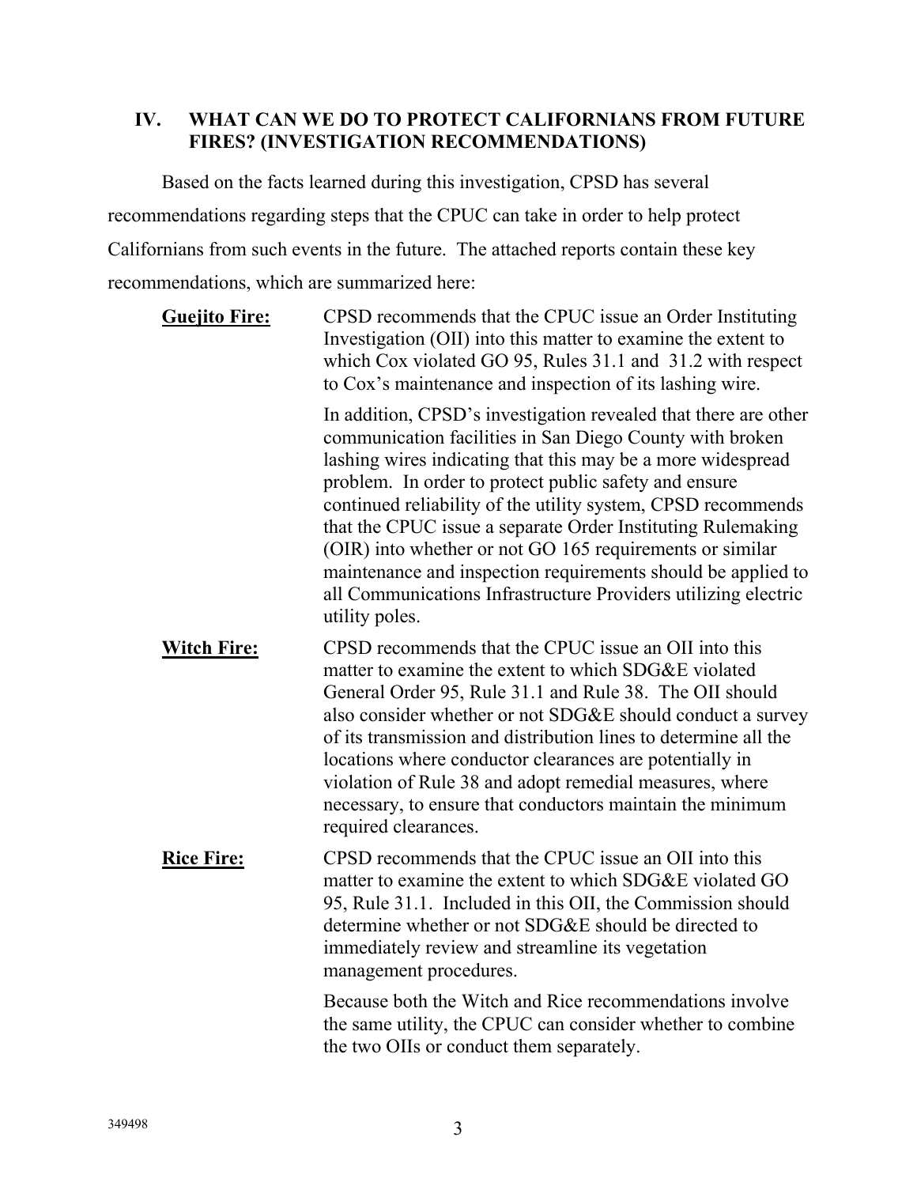## IV. WHAT CAN WE DO TO PROTECT CALIFORNIANS FROM FUTURE FIRES? (INVESTIGATION RECOMMENDATIONS)

Based on the facts learned during this investigation, CPSD has several recommendations regarding steps that the CPUC can take in order to help protect Californians from such events in the future. The attached reports contain these key recommendations, which are summarized here:

**Guejito Fire:** CPSD recommends that the CPUC issue an Order Instituting Investigation (OII) into this matter to examine the extent to which Cox violated GO 95, Rules 31.1 and 31.2 with respect to Cox's maintenance and inspection of its lashing wire.

In addition, CPSD's investigation revealed that there are other communication facilities in San Diego County with broken lashing wires indicating that this may be a more widespread problem. In order to protect public safety and ensure continued reliability of the utility system, CPSD recommends that the CPUC issue a separate Order Instituting Rulemaking (OIR) into whether or not GO 165 requirements or similar maintenance and inspection requirements should be applied to all Communications Infrastructure Providers utilizing electric utility poles.

**Witch Fire:** CPSD recommends that the CPUC issue an OII into this matter to examine the extent to which SDG&E violated General Order 95, Rule 31.1 and Rule 38. The OII should also consider whether or not SDG&E should conduct a survey of its transmission and distribution lines to determine all the locations where conductor clearances are potentially in violation of Rule 38 and adopt remedial measures, where necessary, to ensure that conductors maintain the minimum required clearances.

**Rice Fire:** CPSD recommends that the CPUC issue an OII into this matter to examine the extent to which SDG&E violated GO 95, Rule 31.1. Included in this OII, the Commission should determine whether or not SDG&E should be directed to immediately review and streamline its vegetation management procedures.

Because both the Witch and Rice recommendations involve the same utility, the CPUC can consider whether to combine the two OIIs or conduct them separately.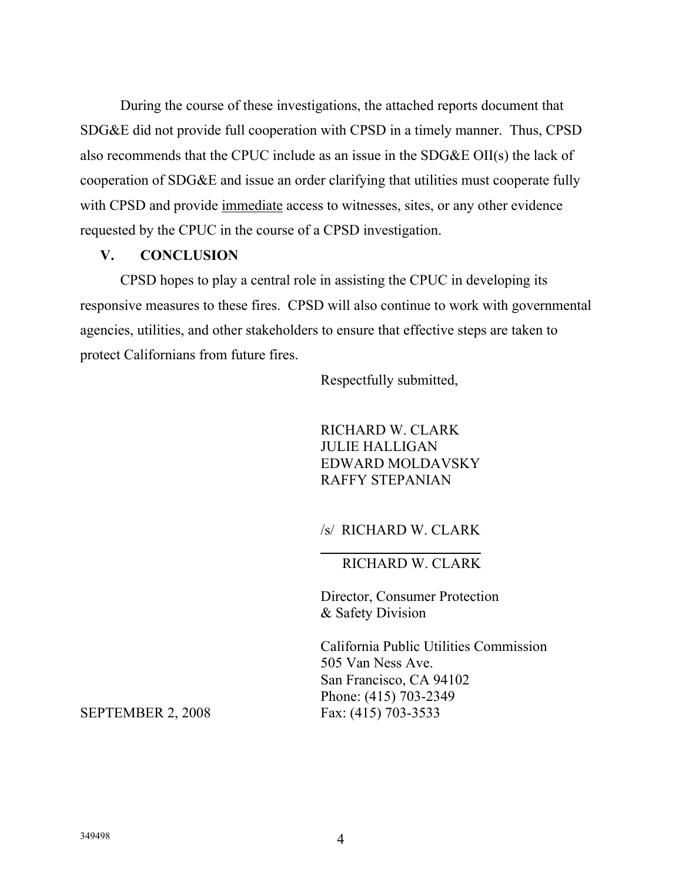During the course of these investigations, the attached reports document that SDG&E did not provide full cooperation with CPSD in a timely manner. Thus, CPSD also recommends that the CPUC include as an issue in the SDG&E OII(s) the lack of cooperation of SDG&E and issue an order clarifying that utilities must cooperate fully with CPSD and provide <u>immediate</u> access to witnesses, sites, or any other evidence requested by the CPUC in the course of a CPSD investigation.

## V. CONCLUSION

CPSD hopes to play a central role in assisting the CPUC in developing its responsive measures to these fires. CPSD will also continue to work with governmental agencies, utilities, and other stakeholders to ensure that effective steps are taken to protect Californians from future fires.

Respectfully submitted,

RICHARD W. CLARK
JULIE HALLIGAN
EDWARD MOLDAVSKY
RAFFY STEPANIAN

/s/ RICHARD W. CLARK

RICHARD W. CLARK

Director, Consumer Protection
& Safety Division

California Public Utilities Commission
505 Van Ness Ave.
San Francisco, CA 94102
Phone: (415) 703-2349
Fax: (415) 703-3533

SEPTEMBER 2, 2008

349498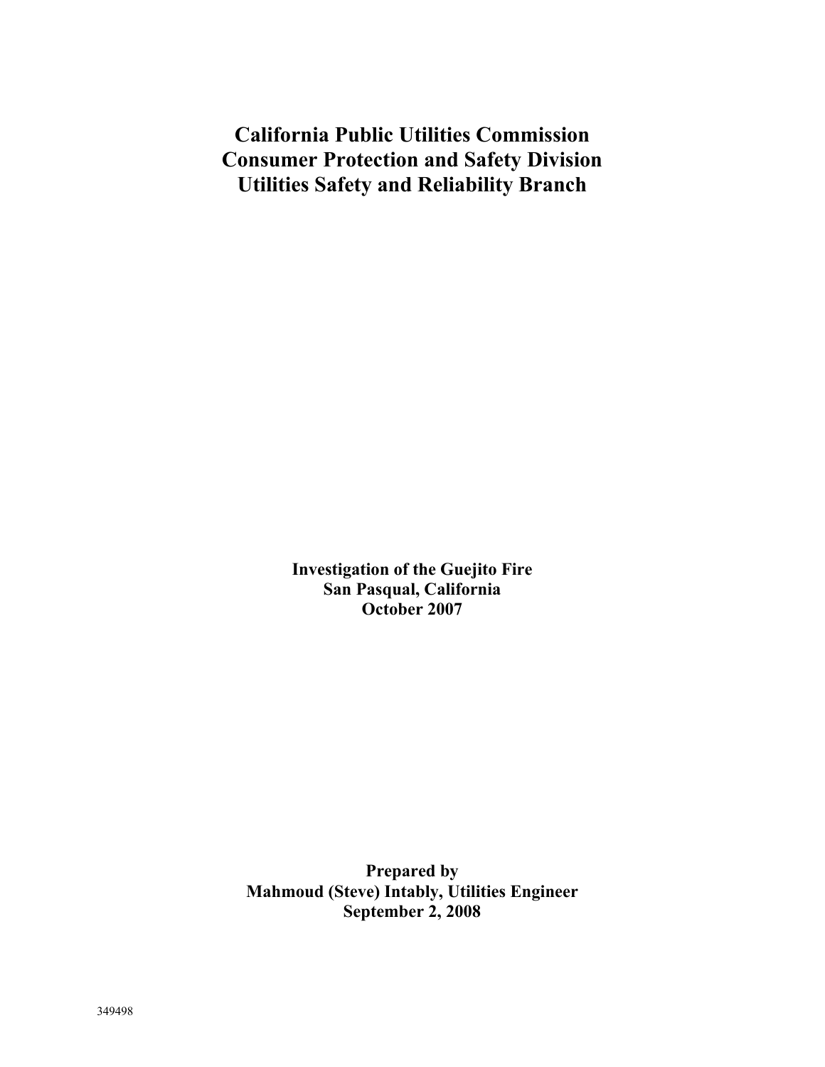# California Public Utilities Commission
# Consumer Protection and Safety Division
# Utilities Safety and Reliability Branch

**Investigation of the Guejito Fire**
**San Pasqual, California**
**October 2007**

**Prepared by**
**Mahmoud (Steve) Intably, Utilities Engineer**
**September 2, 2008**

349498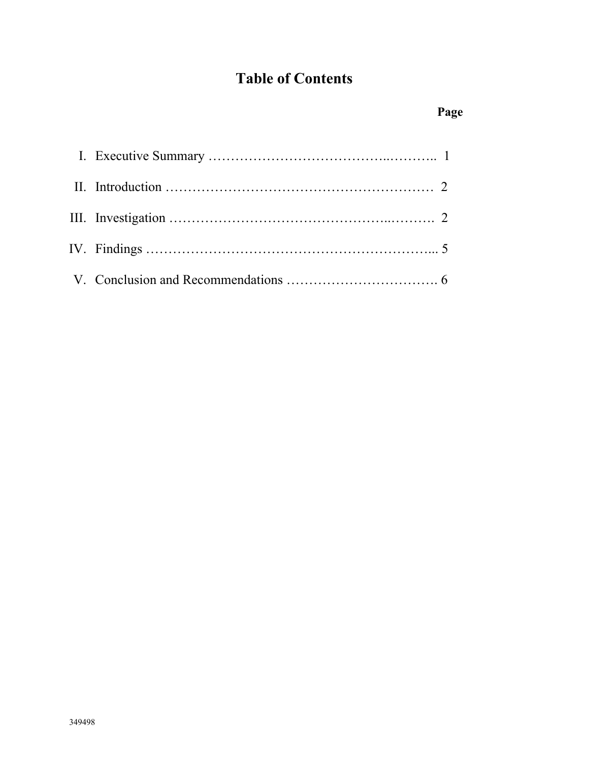# Table of Contents

| | Page |
|---|---|
| I. Executive Summary | 1 |
| II. Introduction | 2 |
| III. Investigation | 2 |
| IV. Findings | 5 |
| V. Conclusion and Recommendations | 6 |

349498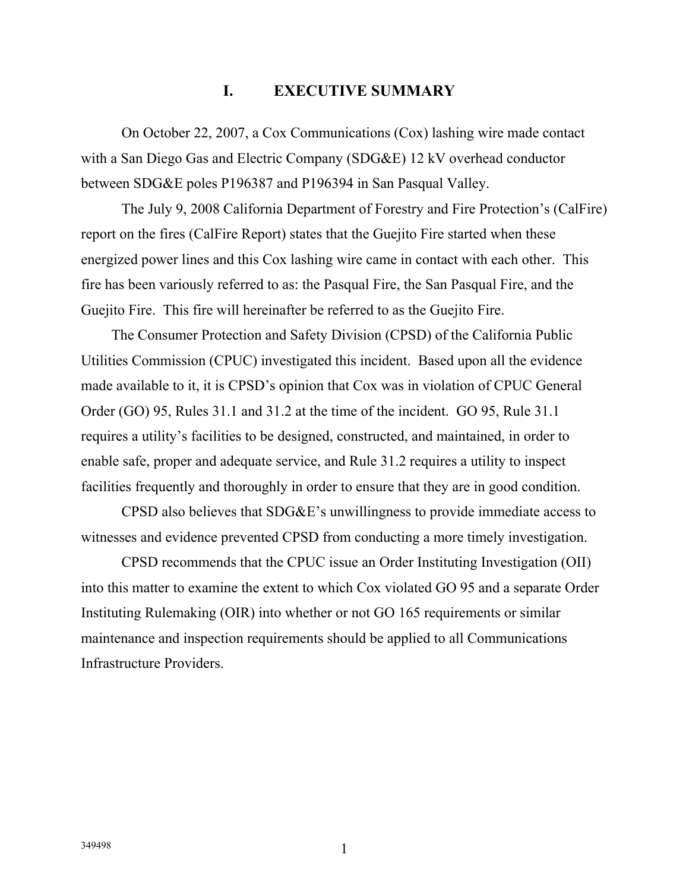# I. EXECUTIVE SUMMARY

On October 22, 2007, a Cox Communications (Cox) lashing wire made contact with a San Diego Gas and Electric Company (SDG&E) 12 kV overhead conductor between SDG&E poles P196387 and P196394 in San Pasqual Valley.

The July 9, 2008 California Department of Forestry and Fire Protection's (CalFire) report on the fires (CalFire Report) states that the Guejito Fire started when these energized power lines and this Cox lashing wire came in contact with each other. This fire has been variously referred to as: the Pasqual Fire, the San Pasqual Fire, and the Guejito Fire. This fire will hereinafter be referred to as the Guejito Fire.

The Consumer Protection and Safety Division (CPSD) of the California Public Utilities Commission (CPUC) investigated this incident. Based upon all the evidence made available to it, it is CPSD's opinion that Cox was in violation of CPUC General Order (GO) 95, Rules 31.1 and 31.2 at the time of the incident. GO 95, Rule 31.1 requires a utility's facilities to be designed, constructed, and maintained, in order to enable safe, proper and adequate service, and Rule 31.2 requires a utility to inspect facilities frequently and thoroughly in order to ensure that they are in good condition.

CPSD also believes that SDG&E's unwillingness to provide immediate access to witnesses and evidence prevented CPSD from conducting a more timely investigation.

CPSD recommends that the CPUC issue an Order Instituting Investigation (OII) into this matter to examine the extent to which Cox violated GO 95 and a separate Order Instituting Rulemaking (OIR) into whether or not GO 165 requirements or similar maintenance and inspection requirements should be applied to all Communications Infrastructure Providers.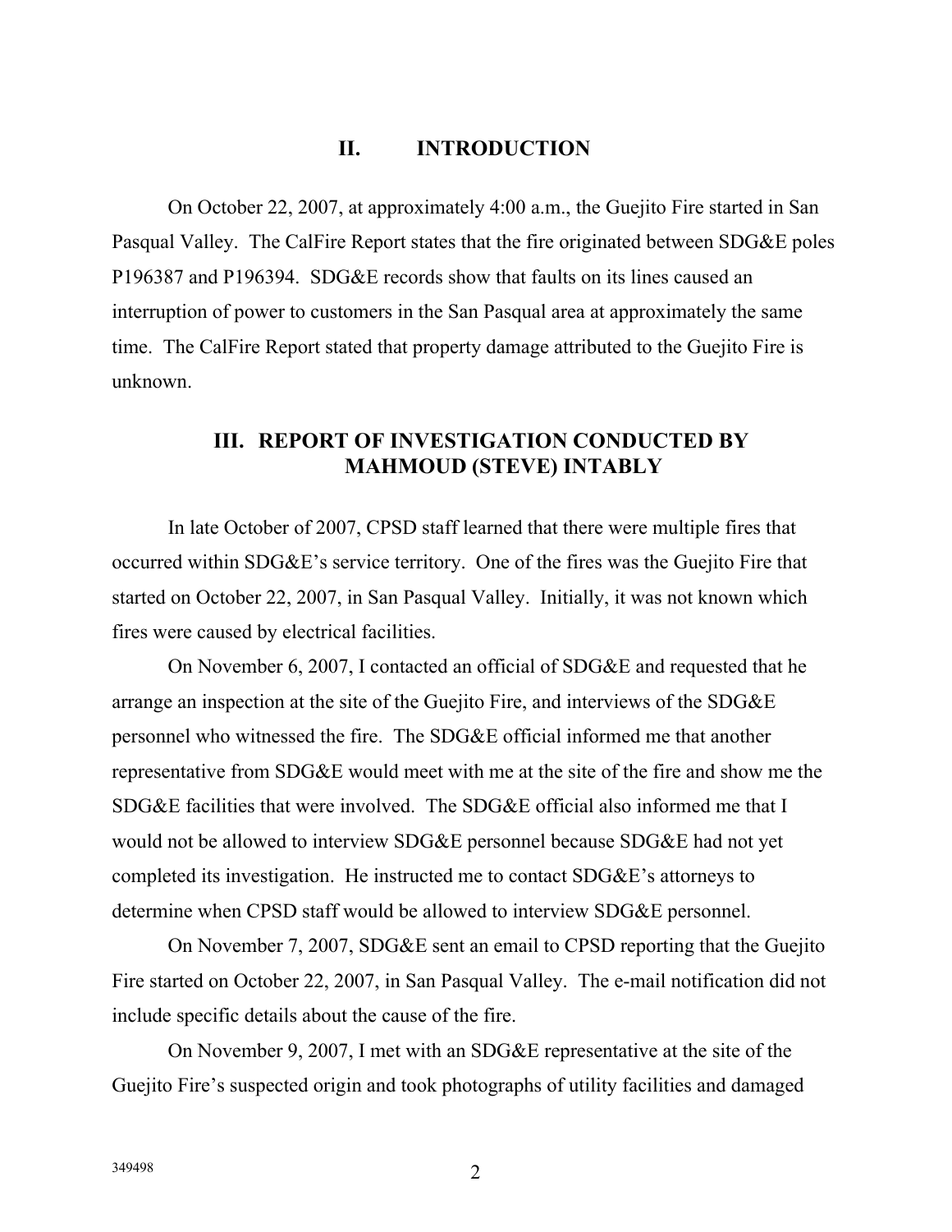## II. INTRODUCTION

On October 22, 2007, at approximately 4:00 a.m., the Guejito Fire started in San Pasqual Valley. The CalFire Report states that the fire originated between SDG&E poles P196387 and P196394. SDG&E records show that faults on its lines caused an interruption of power to customers in the San Pasqual area at approximately the same time. The CalFire Report stated that property damage attributed to the Guejito Fire is unknown.

## III. REPORT OF INVESTIGATION CONDUCTED BY MAHMOUD (STEVE) INTABLY

In late October of 2007, CPSD staff learned that there were multiple fires that occurred within SDG&E's service territory. One of the fires was the Guejito Fire that started on October 22, 2007, in San Pasqual Valley. Initially, it was not known which fires were caused by electrical facilities.

On November 6, 2007, I contacted an official of SDG&E and requested that he arrange an inspection at the site of the Guejito Fire, and interviews of the SDG&E personnel who witnessed the fire. The SDG&E official informed me that another representative from SDG&E would meet with me at the site of the fire and show me the SDG&E facilities that were involved. The SDG&E official also informed me that I would not be allowed to interview SDG&E personnel because SDG&E had not yet completed its investigation. He instructed me to contact SDG&E's attorneys to determine when CPSD staff would be allowed to interview SDG&E personnel.

On November 7, 2007, SDG&E sent an email to CPSD reporting that the Guejito Fire started on October 22, 2007, in San Pasqual Valley. The e-mail notification did not include specific details about the cause of the fire.

On November 9, 2007, I met with an SDG&E representative at the site of the Guejito Fire's suspected origin and took photographs of utility facilities and damaged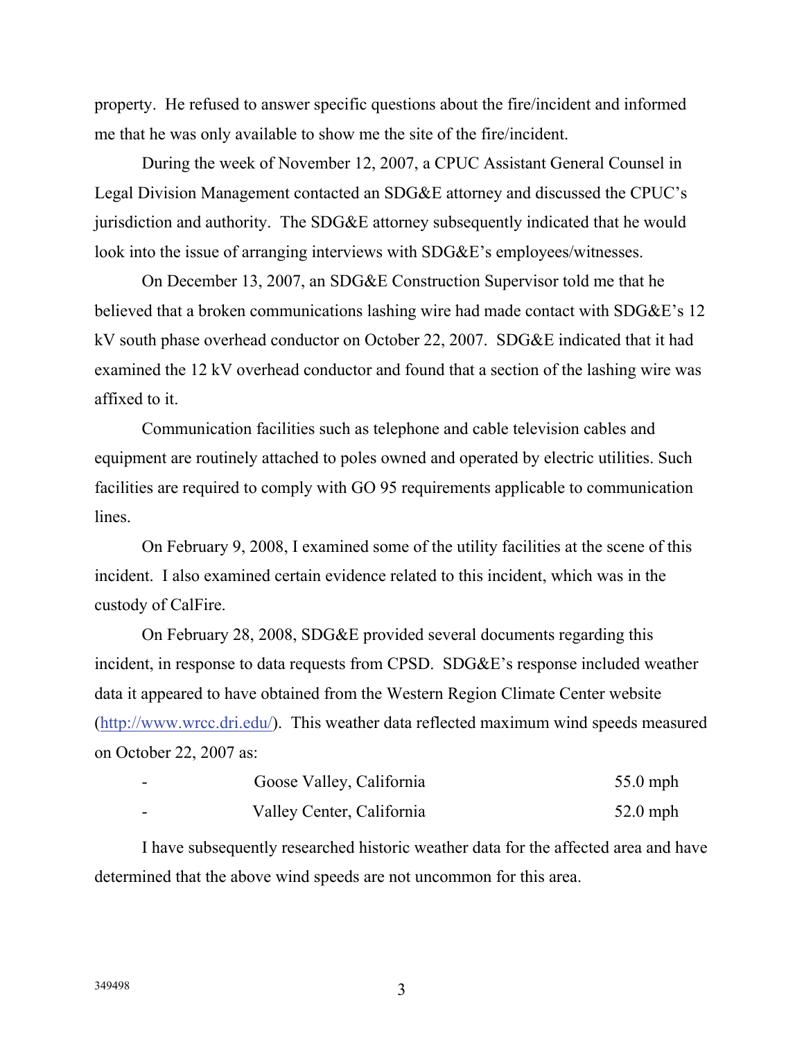property. He refused to answer specific questions about the fire/incident and informed me that he was only available to show me the site of the fire/incident.

During the week of November 12, 2007, a CPUC Assistant General Counsel in Legal Division Management contacted an SDG&E attorney and discussed the CPUC's jurisdiction and authority. The SDG&E attorney subsequently indicated that he would look into the issue of arranging interviews with SDG&E's employees/witnesses.

On December 13, 2007, an SDG&E Construction Supervisor told me that he believed that a broken communications lashing wire had made contact with SDG&E's 12 kV south phase overhead conductor on October 22, 2007. SDG&E indicated that it had examined the 12 kV overhead conductor and found that a section of the lashing wire was affixed to it.

Communication facilities such as telephone and cable television cables and equipment are routinely attached to poles owned and operated by electric utilities. Such facilities are required to comply with GO 95 requirements applicable to communication lines.

On February 9, 2008, I examined some of the utility facilities at the scene of this incident. I also examined certain evidence related to this incident, which was in the custody of CalFire.

On February 28, 2008, SDG&E provided several documents regarding this incident, in response to data requests from CPSD. SDG&E's response included weather data it appeared to have obtained from the Western Region Climate Center website (http://www.wrcc.dri.edu/). This weather data reflected maximum wind speeds measured on October 22, 2007 as:

- Goose Valley, California — 55.0 mph
- Valley Center, California — 52.0 mph

I have subsequently researched historic weather data for the affected area and have determined that the above wind speeds are not uncommon for this area.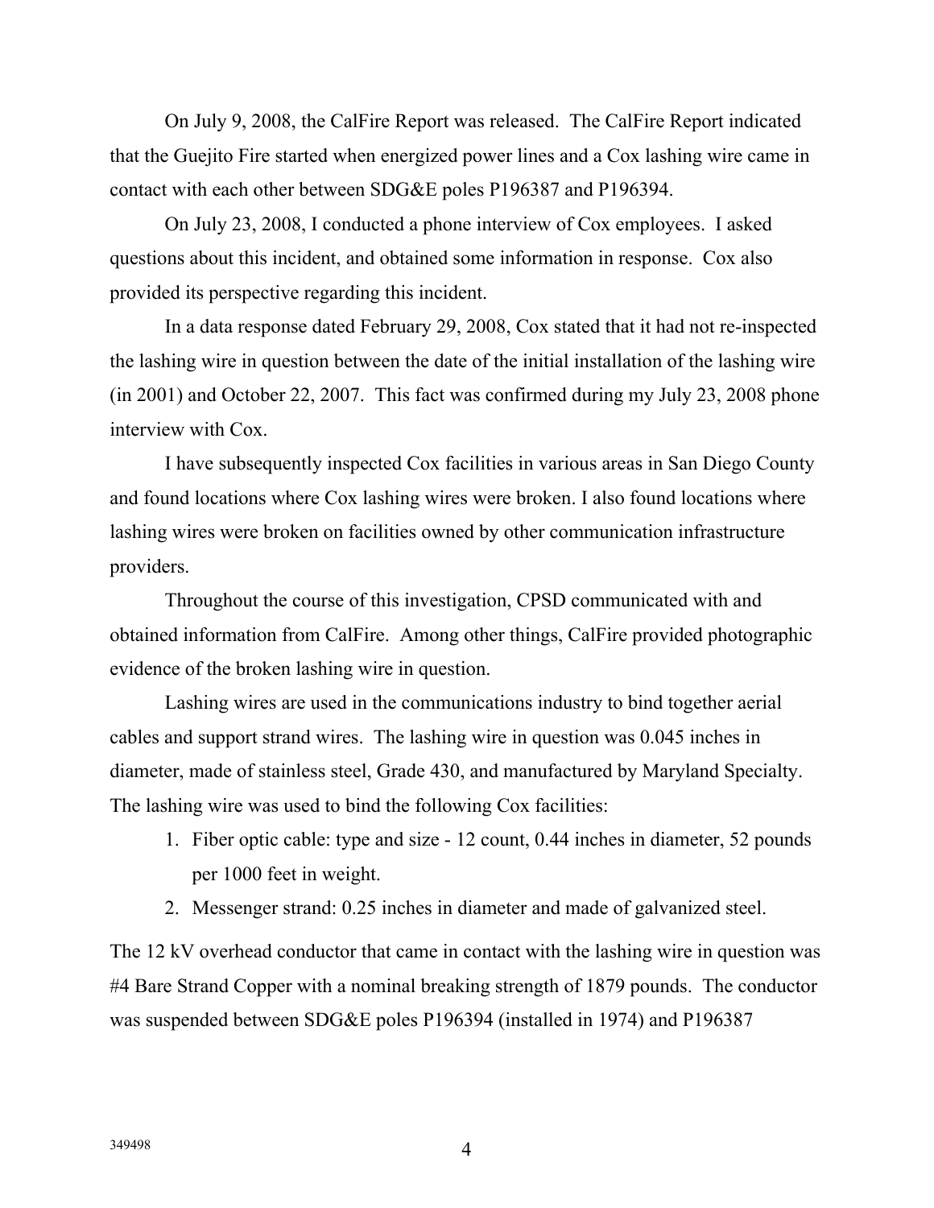On July 9, 2008, the CalFire Report was released. The CalFire Report indicated that the Guejito Fire started when energized power lines and a Cox lashing wire came in contact with each other between SDG&E poles P196387 and P196394.

On July 23, 2008, I conducted a phone interview of Cox employees. I asked questions about this incident, and obtained some information in response. Cox also provided its perspective regarding this incident.

In a data response dated February 29, 2008, Cox stated that it had not re-inspected the lashing wire in question between the date of the initial installation of the lashing wire (in 2001) and October 22, 2007. This fact was confirmed during my July 23, 2008 phone interview with Cox.

I have subsequently inspected Cox facilities in various areas in San Diego County and found locations where Cox lashing wires were broken. I also found locations where lashing wires were broken on facilities owned by other communication infrastructure providers.

Throughout the course of this investigation, CPSD communicated with and obtained information from CalFire. Among other things, CalFire provided photographic evidence of the broken lashing wire in question.

Lashing wires are used in the communications industry to bind together aerial cables and support strand wires. The lashing wire in question was 0.045 inches in diameter, made of stainless steel, Grade 430, and manufactured by Maryland Specialty. The lashing wire was used to bind the following Cox facilities:

1. Fiber optic cable: type and size - 12 count, 0.44 inches in diameter, 52 pounds per 1000 feet in weight.
2. Messenger strand: 0.25 inches in diameter and made of galvanized steel.

The 12 kV overhead conductor that came in contact with the lashing wire in question was #4 Bare Strand Copper with a nominal breaking strength of 1879 pounds. The conductor was suspended between SDG&E poles P196394 (installed in 1974) and P196387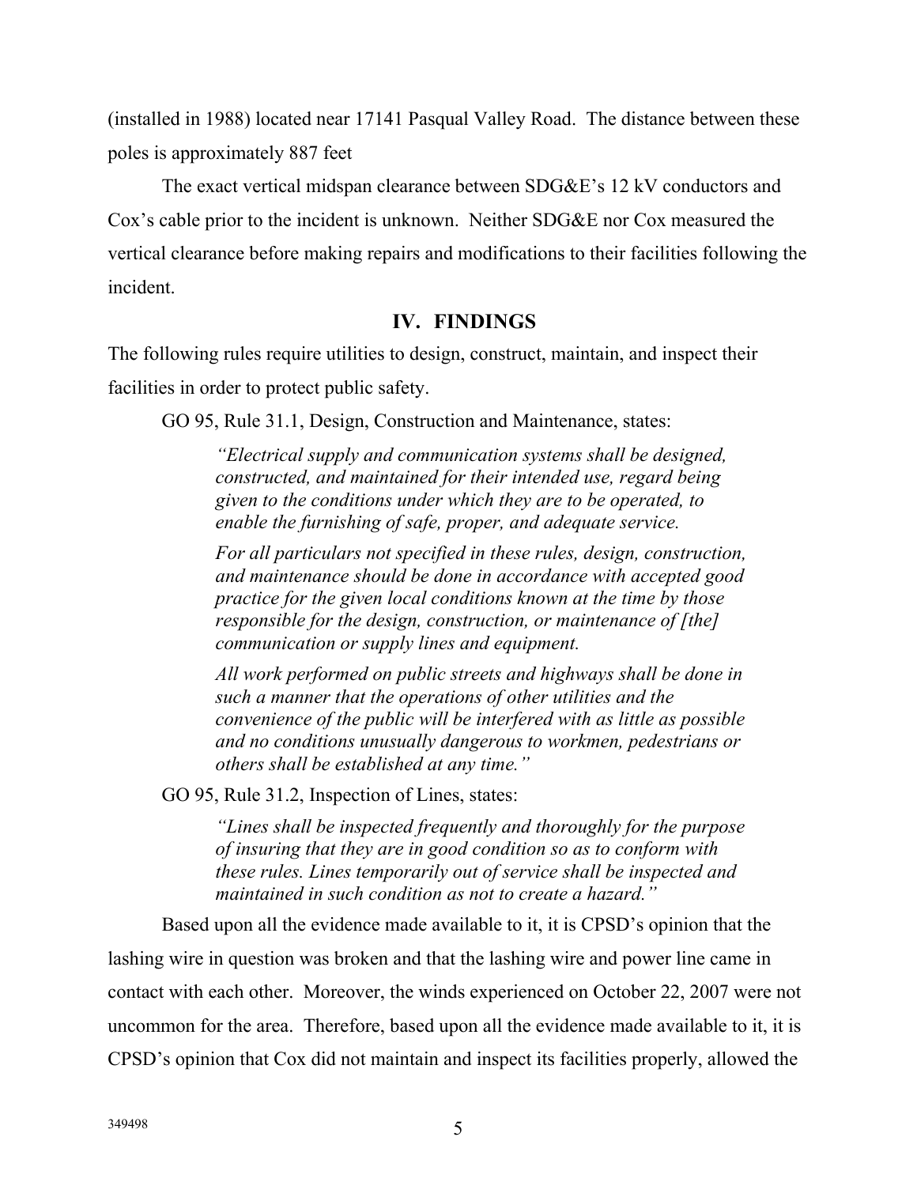(installed in 1988) located near 17141 Pasqual Valley Road. The distance between these poles is approximately 887 feet

The exact vertical midspan clearance between SDG&E's 12 kV conductors and Cox's cable prior to the incident is unknown. Neither SDG&E nor Cox measured the vertical clearance before making repairs and modifications to their facilities following the incident.

## IV. FINDINGS

The following rules require utilities to design, construct, maintain, and inspect their facilities in order to protect public safety.

GO 95, Rule 31.1, Design, Construction and Maintenance, states:

> *"Electrical supply and communication systems shall be designed, constructed, and maintained for their intended use, regard being given to the conditions under which they are to be operated, to enable the furnishing of safe, proper, and adequate service.*
>
> *For all particulars not specified in these rules, design, construction, and maintenance should be done in accordance with accepted good practice for the given local conditions known at the time by those responsible for the design, construction, or maintenance of [the] communication or supply lines and equipment.*
>
> *All work performed on public streets and highways shall be done in such a manner that the operations of other utilities and the convenience of the public will be interfered with as little as possible and no conditions unusually dangerous to workmen, pedestrians or others shall be established at any time."*

GO 95, Rule 31.2, Inspection of Lines, states:

> *"Lines shall be inspected frequently and thoroughly for the purpose of insuring that they are in good condition so as to conform with these rules. Lines temporarily out of service shall be inspected and maintained in such condition as not to create a hazard."*

Based upon all the evidence made available to it, it is CPSD's opinion that the lashing wire in question was broken and that the lashing wire and power line came in contact with each other. Moreover, the winds experienced on October 22, 2007 were not uncommon for the area. Therefore, based upon all the evidence made available to it, it is CPSD's opinion that Cox did not maintain and inspect its facilities properly, allowed the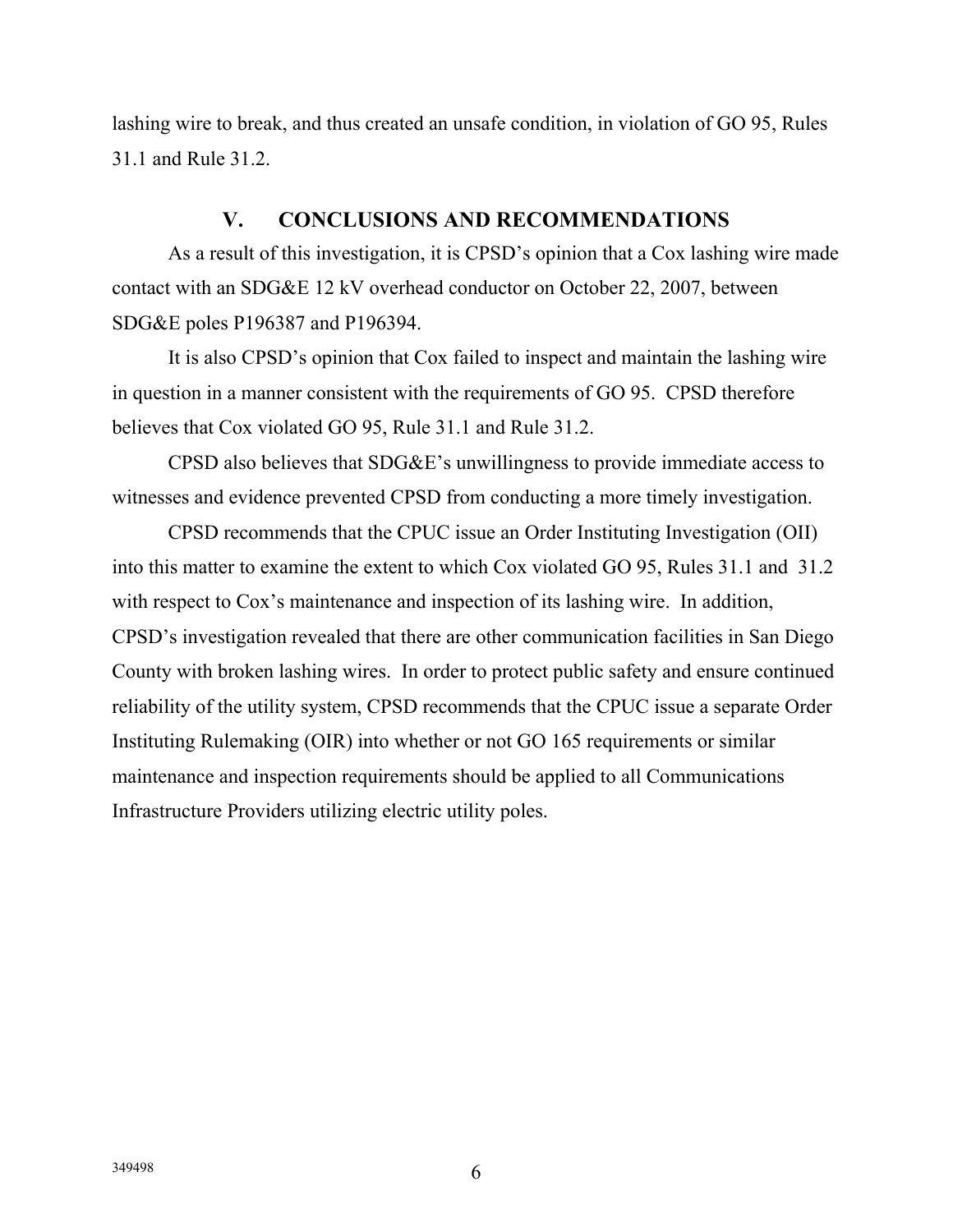lashing wire to break, and thus created an unsafe condition, in violation of GO 95, Rules 31.1 and Rule 31.2.

## V. CONCLUSIONS AND RECOMMENDATIONS

As a result of this investigation, it is CPSD's opinion that a Cox lashing wire made contact with an SDG&E 12 kV overhead conductor on October 22, 2007, between SDG&E poles P196387 and P196394.

It is also CPSD's opinion that Cox failed to inspect and maintain the lashing wire in question in a manner consistent with the requirements of GO 95. CPSD therefore believes that Cox violated GO 95, Rule 31.1 and Rule 31.2.

CPSD also believes that SDG&E's unwillingness to provide immediate access to witnesses and evidence prevented CPSD from conducting a more timely investigation.

CPSD recommends that the CPUC issue an Order Instituting Investigation (OII) into this matter to examine the extent to which Cox violated GO 95, Rules 31.1 and 31.2 with respect to Cox's maintenance and inspection of its lashing wire. In addition, CPSD's investigation revealed that there are other communication facilities in San Diego County with broken lashing wires. In order to protect public safety and ensure continued reliability of the utility system, CPSD recommends that the CPUC issue a separate Order Instituting Rulemaking (OIR) into whether or not GO 165 requirements or similar maintenance and inspection requirements should be applied to all Communications Infrastructure Providers utilizing electric utility poles.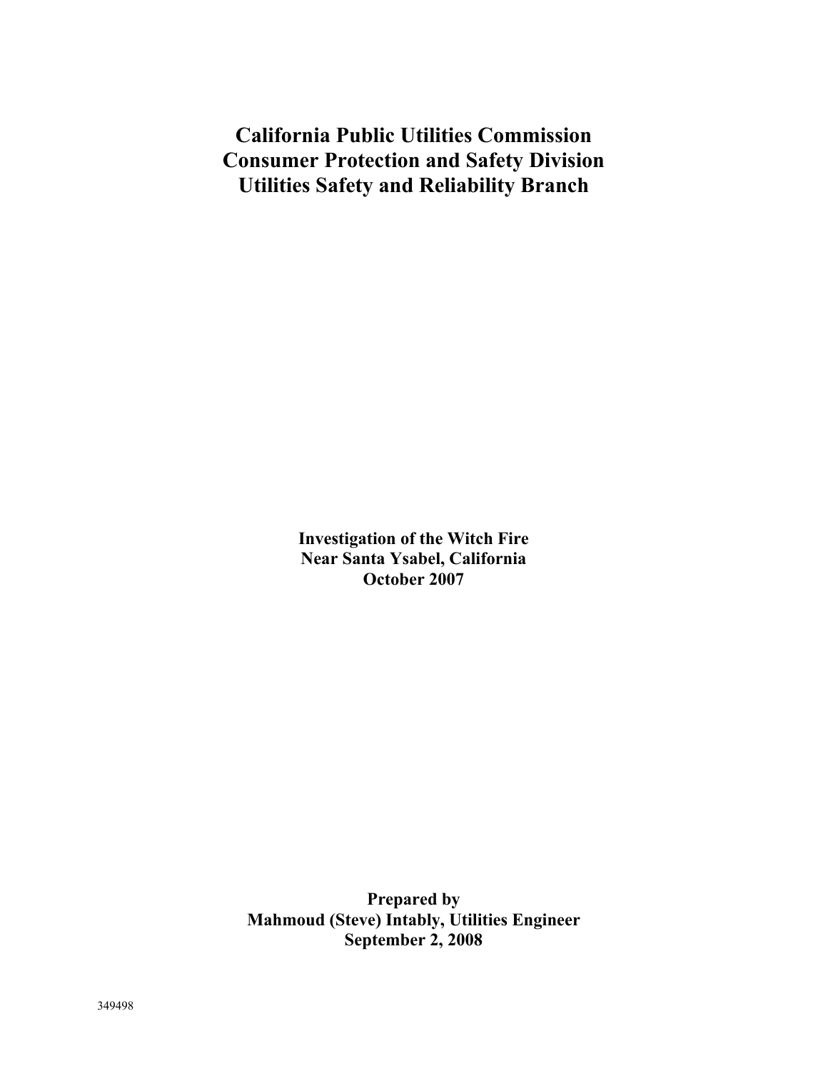# California Public Utilities Commission
# Consumer Protection and Safety Division
# Utilities Safety and Reliability Branch

**Investigation of the Witch Fire**
**Near Santa Ysabel, California**
**October 2007**

**Prepared by**
**Mahmoud (Steve) Intably, Utilities Engineer**
**September 2, 2008**

349498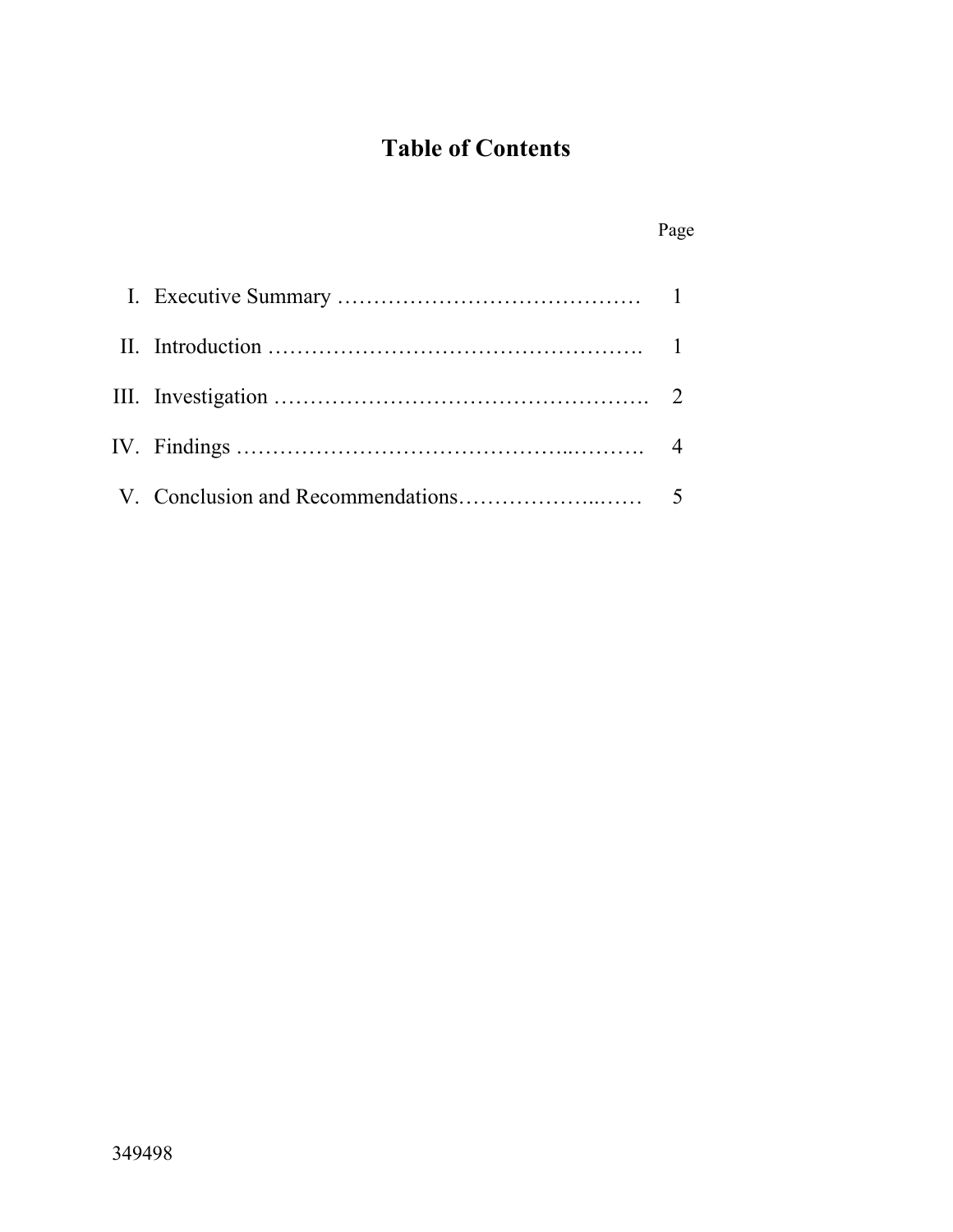# Table of Contents

| | | Page |
|---|---|---|
| I. | Executive Summary …………………………………… | 1 |
| II. | Introduction ……………………………………………. | 1 |
| III. | Investigation ……………………………………………. | 2 |
| IV. | Findings …………………………………..………. | 4 |
| V. | Conclusion and Recommendations………………..…… | 5 |

349498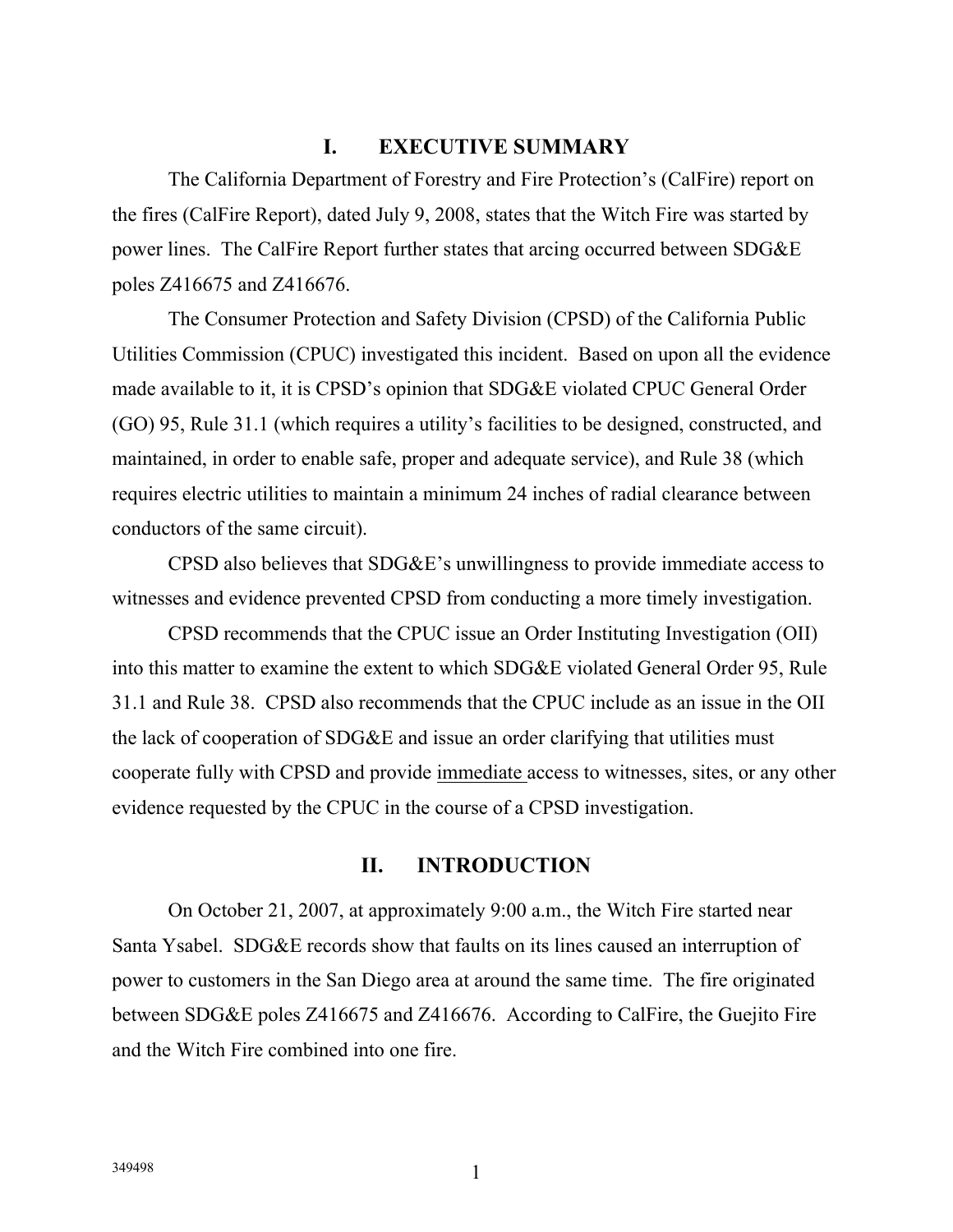## I. EXECUTIVE SUMMARY

The California Department of Forestry and Fire Protection's (CalFire) report on the fires (CalFire Report), dated July 9, 2008, states that the Witch Fire was started by power lines. The CalFire Report further states that arcing occurred between SDG&E poles Z416675 and Z416676.

The Consumer Protection and Safety Division (CPSD) of the California Public Utilities Commission (CPUC) investigated this incident. Based on upon all the evidence made available to it, it is CPSD's opinion that SDG&E violated CPUC General Order (GO) 95, Rule 31.1 (which requires a utility's facilities to be designed, constructed, and maintained, in order to enable safe, proper and adequate service), and Rule 38 (which requires electric utilities to maintain a minimum 24 inches of radial clearance between conductors of the same circuit).

CPSD also believes that SDG&E's unwillingness to provide immediate access to witnesses and evidence prevented CPSD from conducting a more timely investigation.

CPSD recommends that the CPUC issue an Order Instituting Investigation (OII) into this matter to examine the extent to which SDG&E violated General Order 95, Rule 31.1 and Rule 38. CPSD also recommends that the CPUC include as an issue in the OII the lack of cooperation of SDG&E and issue an order clarifying that utilities must cooperate fully with CPSD and provide <u>immediate</u> access to witnesses, sites, or any other evidence requested by the CPUC in the course of a CPSD investigation.

## II. INTRODUCTION

On October 21, 2007, at approximately 9:00 a.m., the Witch Fire started near Santa Ysabel. SDG&E records show that faults on its lines caused an interruption of power to customers in the San Diego area at around the same time. The fire originated between SDG&E poles Z416675 and Z416676. According to CalFire, the Guejito Fire and the Witch Fire combined into one fire.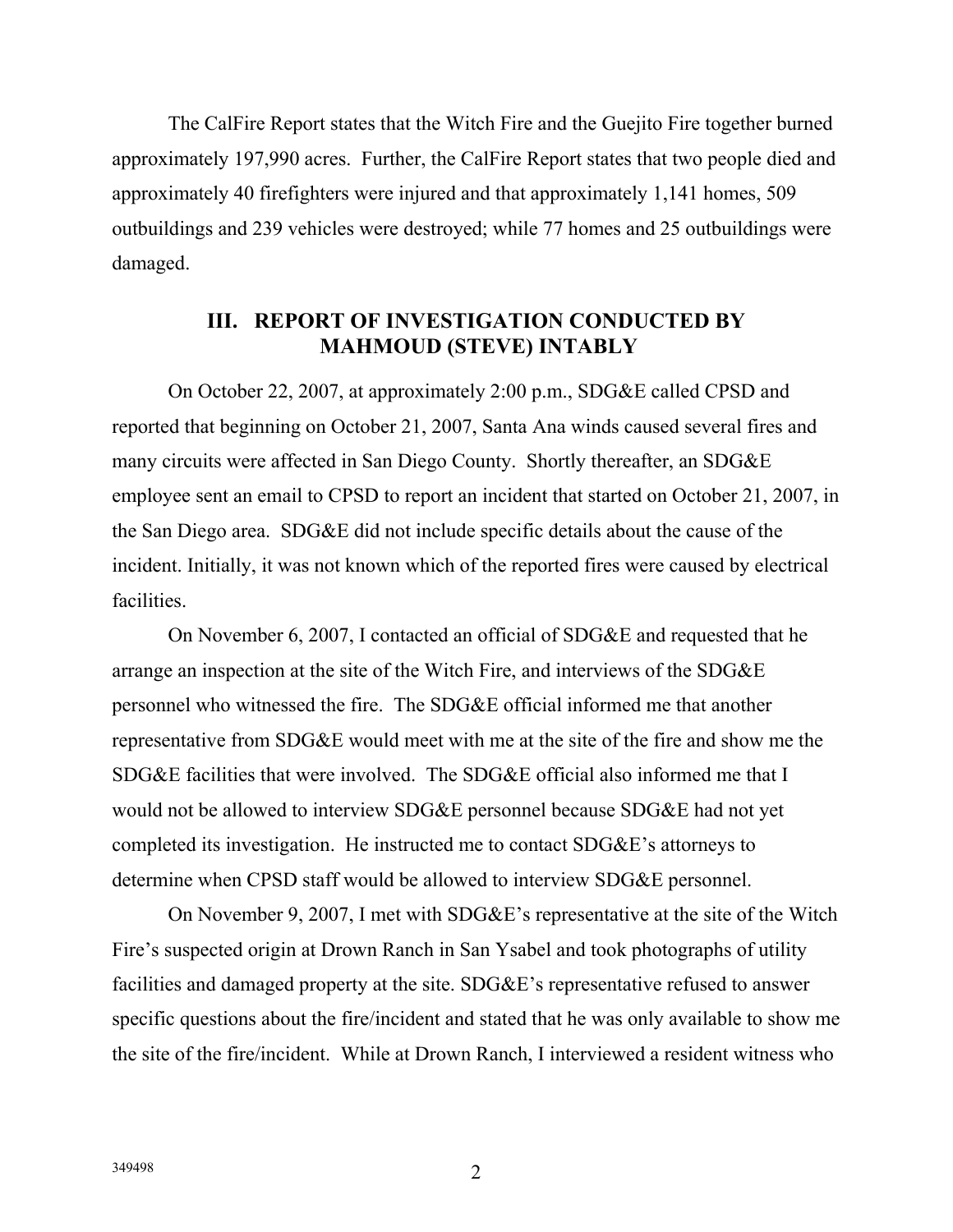The CalFire Report states that the Witch Fire and the Guejito Fire together burned approximately 197,990 acres. Further, the CalFire Report states that two people died and approximately 40 firefighters were injured and that approximately 1,141 homes, 509 outbuildings and 239 vehicles were destroyed; while 77 homes and 25 outbuildings were damaged.

## III. REPORT OF INVESTIGATION CONDUCTED BY MAHMOUD (STEVE) INTABLY

On October 22, 2007, at approximately 2:00 p.m., SDG&E called CPSD and reported that beginning on October 21, 2007, Santa Ana winds caused several fires and many circuits were affected in San Diego County. Shortly thereafter, an SDG&E employee sent an email to CPSD to report an incident that started on October 21, 2007, in the San Diego area. SDG&E did not include specific details about the cause of the incident. Initially, it was not known which of the reported fires were caused by electrical facilities.

On November 6, 2007, I contacted an official of SDG&E and requested that he arrange an inspection at the site of the Witch Fire, and interviews of the SDG&E personnel who witnessed the fire. The SDG&E official informed me that another representative from SDG&E would meet with me at the site of the fire and show me the SDG&E facilities that were involved. The SDG&E official also informed me that I would not be allowed to interview SDG&E personnel because SDG&E had not yet completed its investigation. He instructed me to contact SDG&E's attorneys to determine when CPSD staff would be allowed to interview SDG&E personnel.

On November 9, 2007, I met with SDG&E's representative at the site of the Witch Fire's suspected origin at Drown Ranch in San Ysabel and took photographs of utility facilities and damaged property at the site. SDG&E's representative refused to answer specific questions about the fire/incident and stated that he was only available to show me the site of the fire/incident. While at Drown Ranch, I interviewed a resident witness who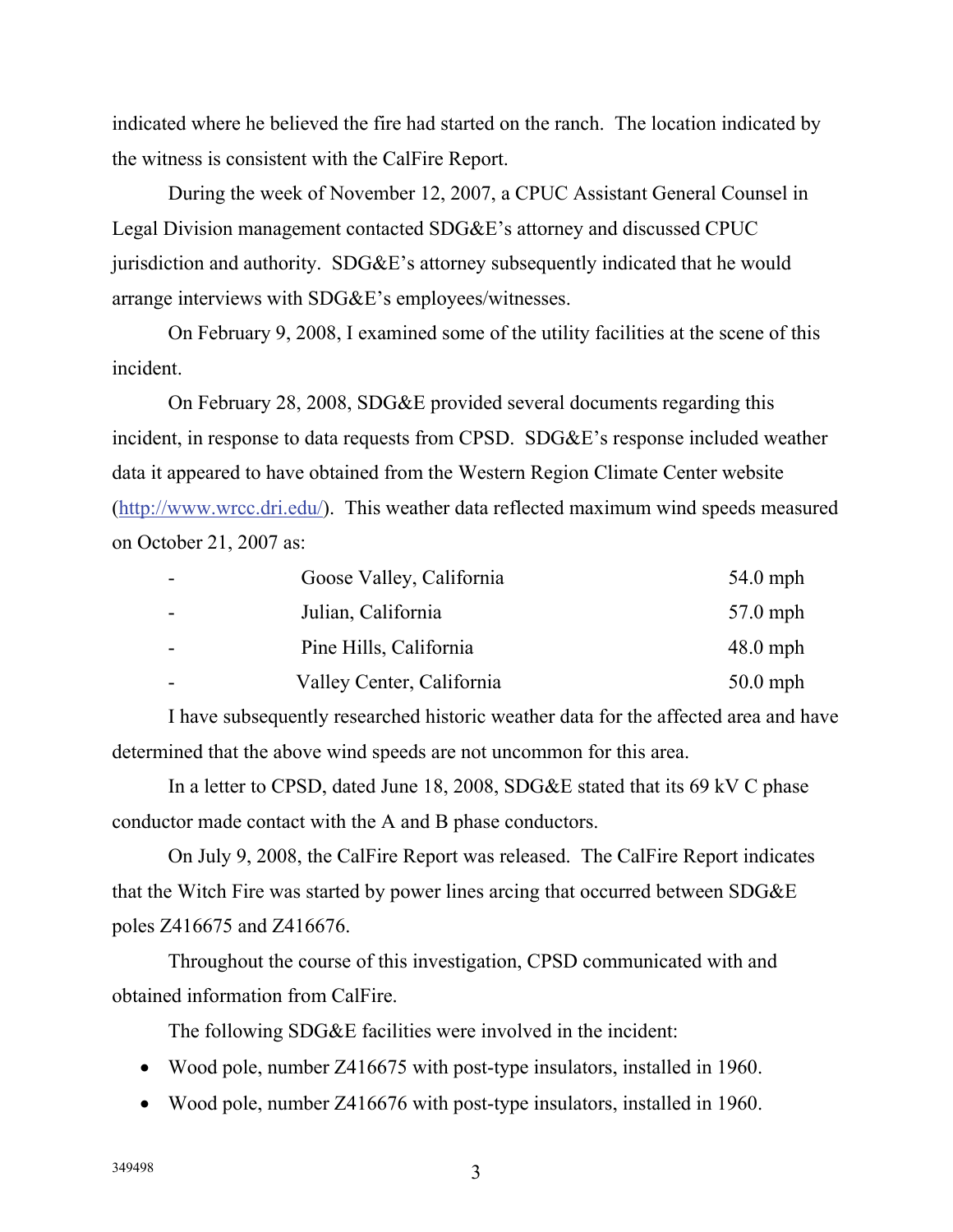indicated where he believed the fire had started on the ranch. The location indicated by the witness is consistent with the CalFire Report.

During the week of November 12, 2007, a CPUC Assistant General Counsel in Legal Division management contacted SDG&E's attorney and discussed CPUC jurisdiction and authority. SDG&E's attorney subsequently indicated that he would arrange interviews with SDG&E's employees/witnesses.

On February 9, 2008, I examined some of the utility facilities at the scene of this incident.

On February 28, 2008, SDG&E provided several documents regarding this incident, in response to data requests from CPSD. SDG&E's response included weather data it appeared to have obtained from the Western Region Climate Center website (http://www.wrcc.dri.edu/). This weather data reflected maximum wind speeds measured on October 21, 2007 as:

| - | Goose Valley, California | 54.0 mph |
|---|---|---|
| - | Julian, California | 57.0 mph |
| - | Pine Hills, California | 48.0 mph |
| - | Valley Center, California | 50.0 mph |

I have subsequently researched historic weather data for the affected area and have determined that the above wind speeds are not uncommon for this area.

In a letter to CPSD, dated June 18, 2008, SDG&E stated that its 69 kV C phase conductor made contact with the A and B phase conductors.

On July 9, 2008, the CalFire Report was released. The CalFire Report indicates that the Witch Fire was started by power lines arcing that occurred between SDG&E poles Z416675 and Z416676.

Throughout the course of this investigation, CPSD communicated with and obtained information from CalFire.

The following SDG&E facilities were involved in the incident:

- Wood pole, number Z416675 with post-type insulators, installed in 1960.
- Wood pole, number Z416676 with post-type insulators, installed in 1960.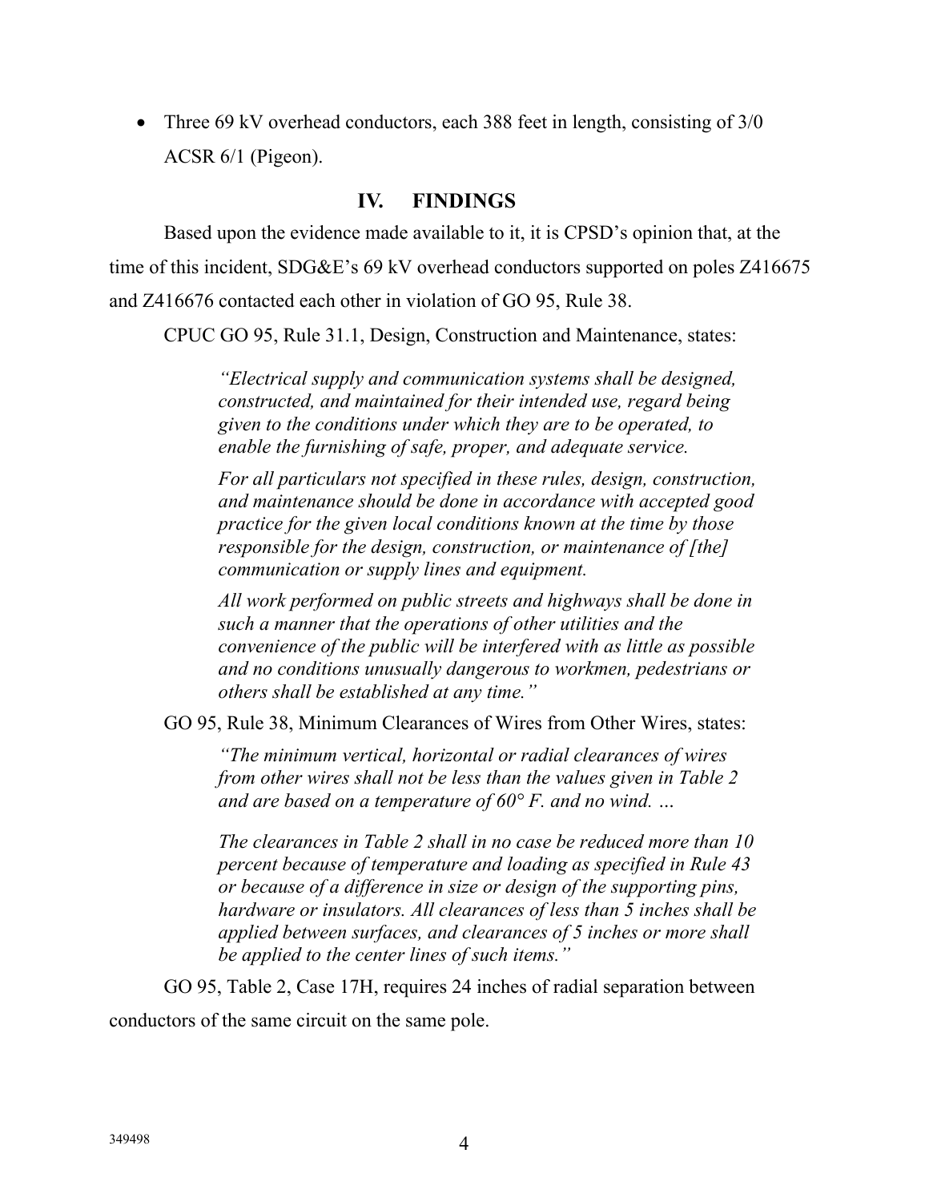- Three 69 kV overhead conductors, each 388 feet in length, consisting of 3/0 ACSR 6/1 (Pigeon).

## IV. FINDINGS

Based upon the evidence made available to it, it is CPSD's opinion that, at the time of this incident, SDG&E's 69 kV overhead conductors supported on poles Z416675 and Z416676 contacted each other in violation of GO 95, Rule 38.

CPUC GO 95, Rule 31.1, Design, Construction and Maintenance, states:

> *"Electrical supply and communication systems shall be designed, constructed, and maintained for their intended use, regard being given to the conditions under which they are to be operated, to enable the furnishing of safe, proper, and adequate service.*
>
> *For all particulars not specified in these rules, design, construction, and maintenance should be done in accordance with accepted good practice for the given local conditions known at the time by those responsible for the design, construction, or maintenance of [the] communication or supply lines and equipment.*
>
> *All work performed on public streets and highways shall be done in such a manner that the operations of other utilities and the convenience of the public will be interfered with as little as possible and no conditions unusually dangerous to workmen, pedestrians or others shall be established at any time."*

GO 95, Rule 38, Minimum Clearances of Wires from Other Wires, states:

> *"The minimum vertical, horizontal or radial clearances of wires from other wires shall not be less than the values given in Table 2 and are based on a temperature of 60° F. and no wind. …*
>
> *The clearances in Table 2 shall in no case be reduced more than 10 percent because of temperature and loading as specified in Rule 43 or because of a difference in size or design of the supporting pins, hardware or insulators. All clearances of less than 5 inches shall be applied between surfaces, and clearances of 5 inches or more shall be applied to the center lines of such items."*

GO 95, Table 2, Case 17H, requires 24 inches of radial separation between conductors of the same circuit on the same pole.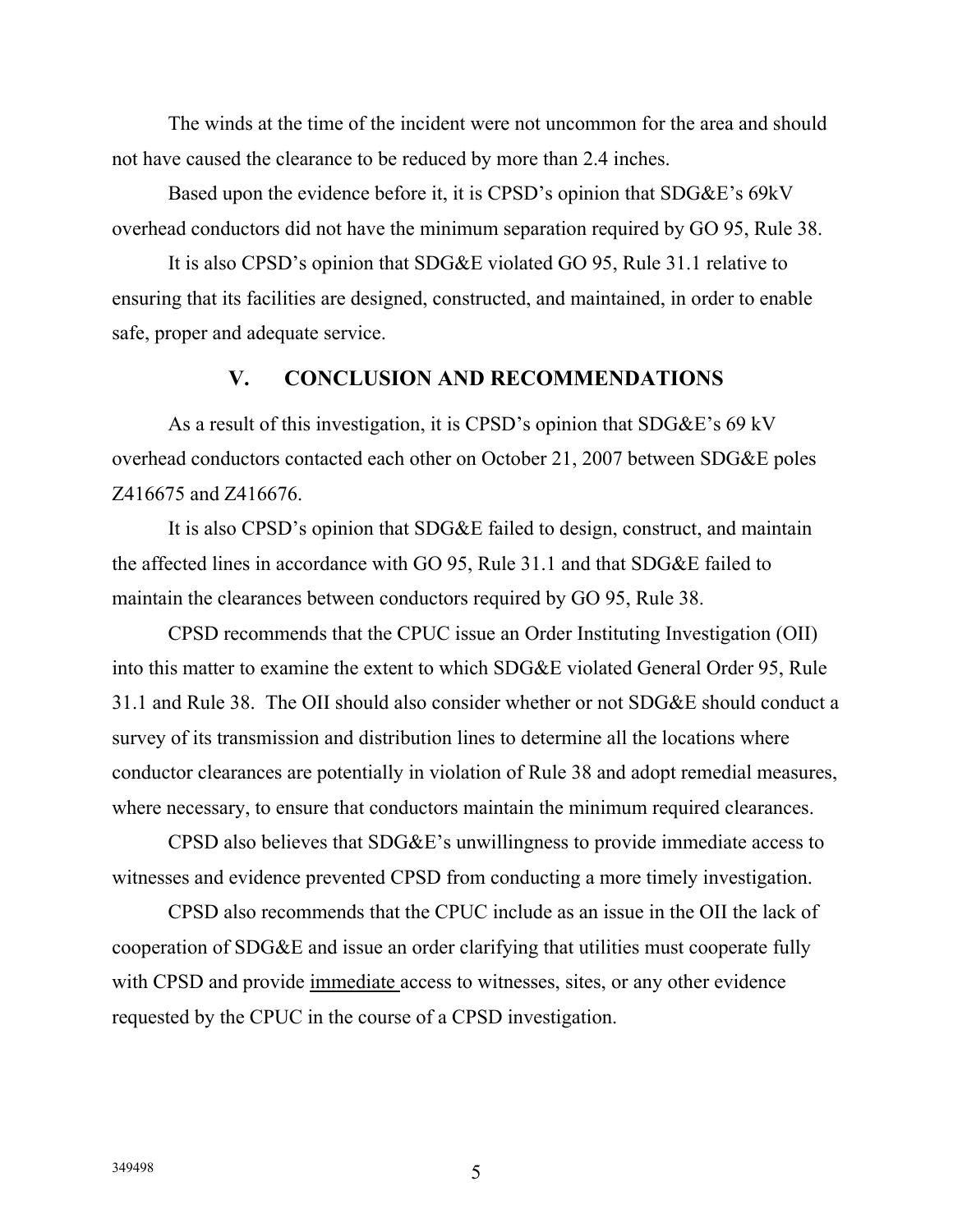The winds at the time of the incident were not uncommon for the area and should not have caused the clearance to be reduced by more than 2.4 inches.

Based upon the evidence before it, it is CPSD's opinion that SDG&E's 69kV overhead conductors did not have the minimum separation required by GO 95, Rule 38.

It is also CPSD's opinion that SDG&E violated GO 95, Rule 31.1 relative to ensuring that its facilities are designed, constructed, and maintained, in order to enable safe, proper and adequate service.

## V. CONCLUSION AND RECOMMENDATIONS

As a result of this investigation, it is CPSD's opinion that SDG&E's 69 kV overhead conductors contacted each other on October 21, 2007 between SDG&E poles Z416675 and Z416676.

It is also CPSD's opinion that SDG&E failed to design, construct, and maintain the affected lines in accordance with GO 95, Rule 31.1 and that SDG&E failed to maintain the clearances between conductors required by GO 95, Rule 38.

CPSD recommends that the CPUC issue an Order Instituting Investigation (OII) into this matter to examine the extent to which SDG&E violated General Order 95, Rule 31.1 and Rule 38. The OII should also consider whether or not SDG&E should conduct a survey of its transmission and distribution lines to determine all the locations where conductor clearances are potentially in violation of Rule 38 and adopt remedial measures, where necessary, to ensure that conductors maintain the minimum required clearances.

CPSD also believes that SDG&E's unwillingness to provide immediate access to witnesses and evidence prevented CPSD from conducting a more timely investigation.

CPSD also recommends that the CPUC include as an issue in the OII the lack of cooperation of SDG&E and issue an order clarifying that utilities must cooperate fully with CPSD and provide immediate access to witnesses, sites, or any other evidence requested by the CPUC in the course of a CPSD investigation.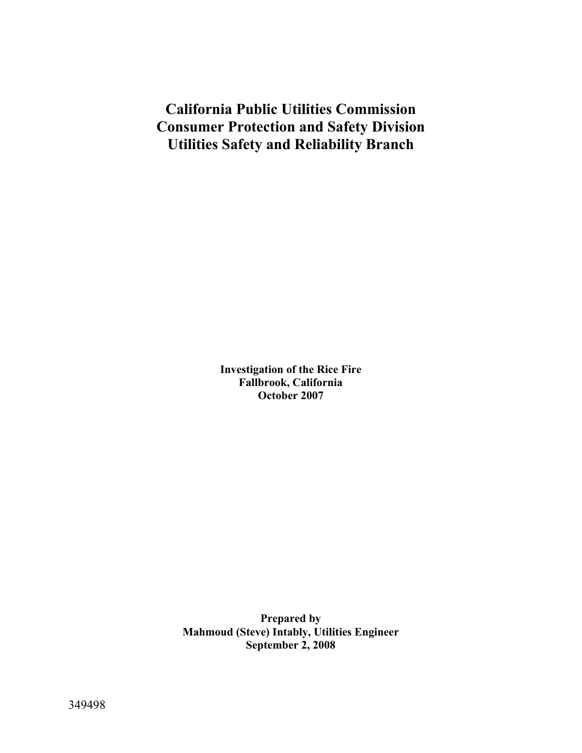# California Public Utilities Commission
# Consumer Protection and Safety Division
# Utilities Safety and Reliability Branch

**Investigation of the Rice Fire**
**Fallbrook, California**
**October 2007**

**Prepared by**
**Mahmoud (Steve) Intably, Utilities Engineer**
**September 2, 2008**

349498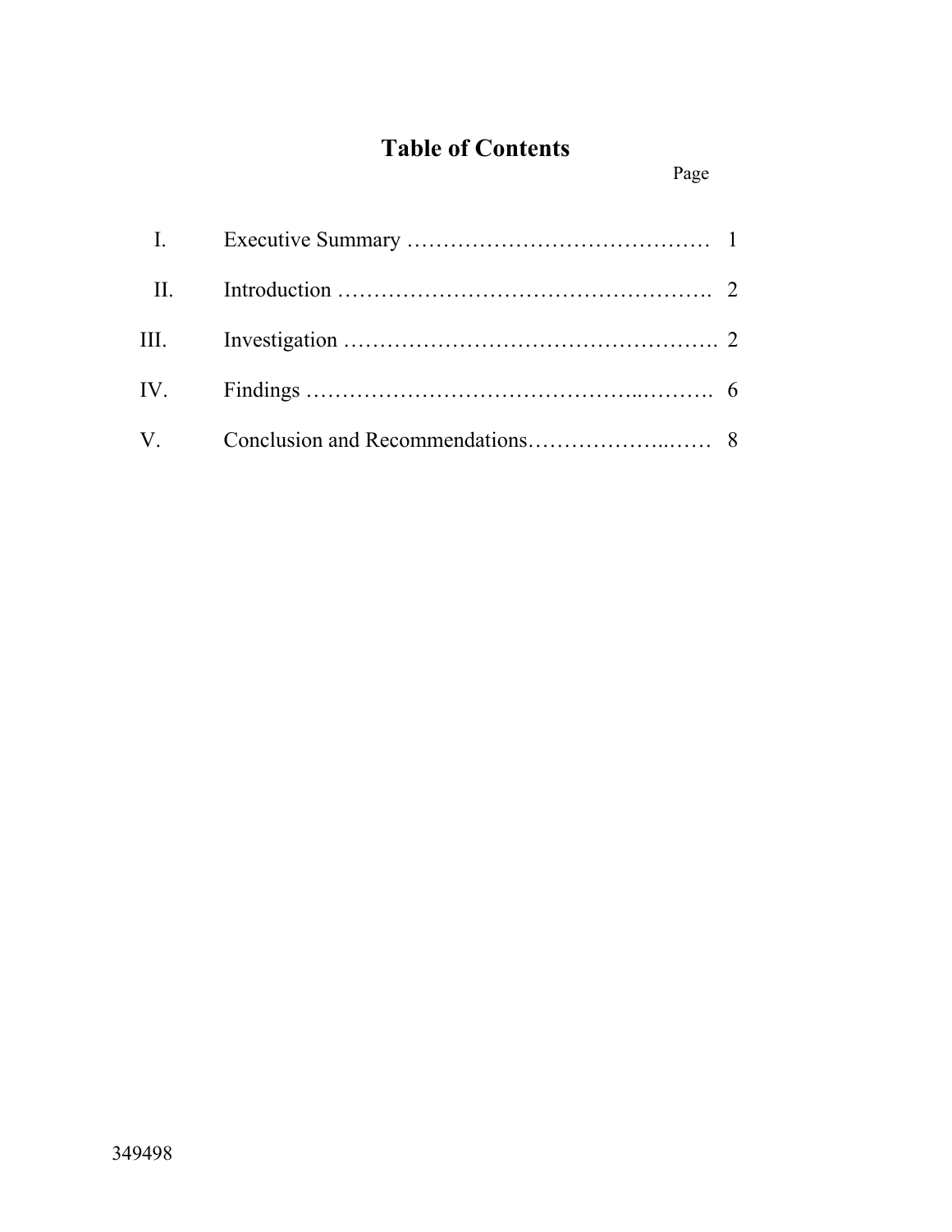# Table of Contents

| | | Page |
|---|---|---|
| I. | Executive Summary | 1 |
| II. | Introduction | 2 |
| III. | Investigation | 2 |
| IV. | Findings | 6 |
| V. | Conclusion and Recommendations | 8 |

349498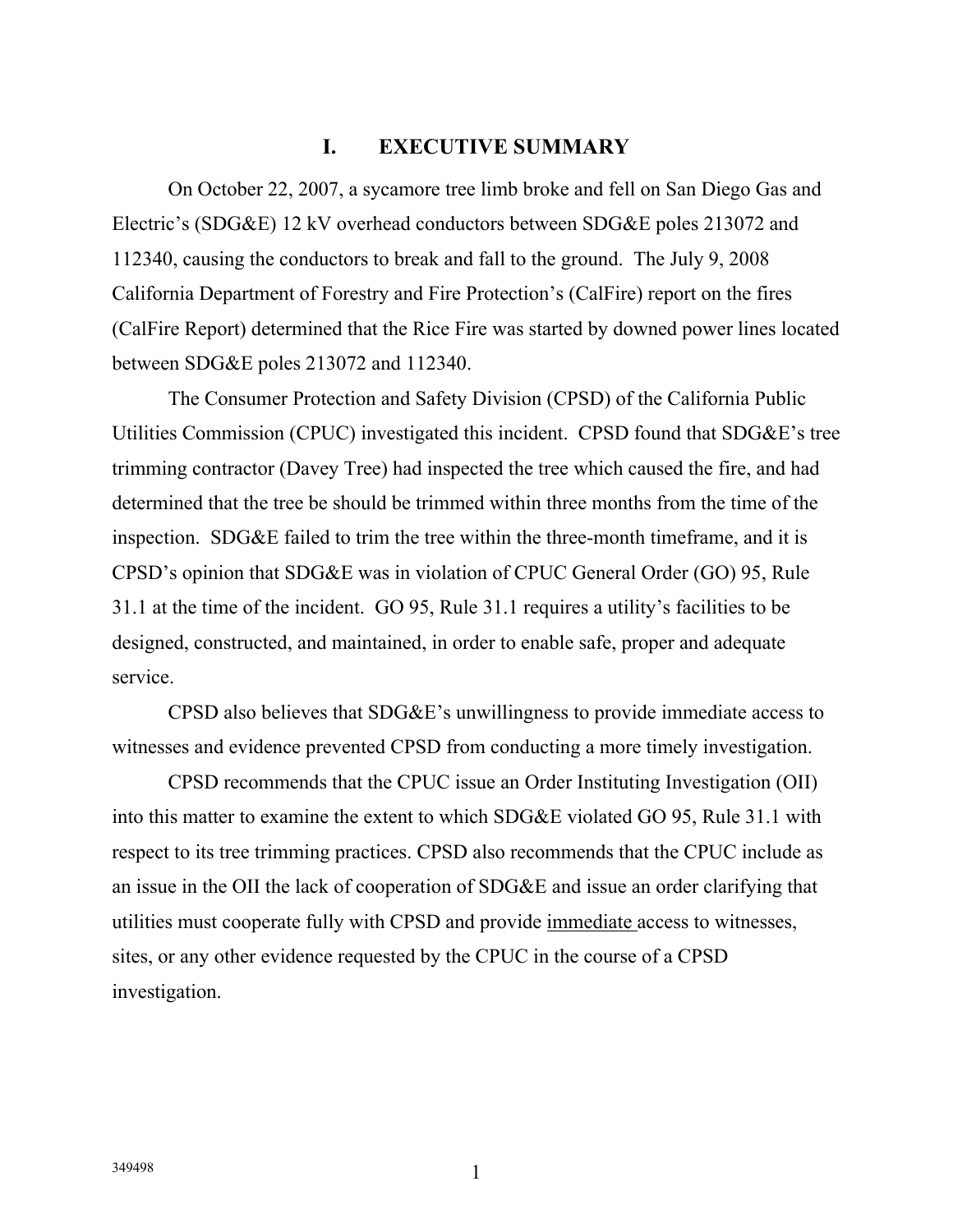# I. EXECUTIVE SUMMARY

On October 22, 2007, a sycamore tree limb broke and fell on San Diego Gas and Electric's (SDG&E) 12 kV overhead conductors between SDG&E poles 213072 and 112340, causing the conductors to break and fall to the ground. The July 9, 2008 California Department of Forestry and Fire Protection's (CalFire) report on the fires (CalFire Report) determined that the Rice Fire was started by downed power lines located between SDG&E poles 213072 and 112340.

The Consumer Protection and Safety Division (CPSD) of the California Public Utilities Commission (CPUC) investigated this incident. CPSD found that SDG&E's tree trimming contractor (Davey Tree) had inspected the tree which caused the fire, and had determined that the tree be should be trimmed within three months from the time of the inspection. SDG&E failed to trim the tree within the three-month timeframe, and it is CPSD's opinion that SDG&E was in violation of CPUC General Order (GO) 95, Rule 31.1 at the time of the incident. GO 95, Rule 31.1 requires a utility's facilities to be designed, constructed, and maintained, in order to enable safe, proper and adequate service.

CPSD also believes that SDG&E's unwillingness to provide immediate access to witnesses and evidence prevented CPSD from conducting a more timely investigation.

CPSD recommends that the CPUC issue an Order Instituting Investigation (OII) into this matter to examine the extent to which SDG&E violated GO 95, Rule 31.1 with respect to its tree trimming practices. CPSD also recommends that the CPUC include as an issue in the OII the lack of cooperation of SDG&E and issue an order clarifying that utilities must cooperate fully with CPSD and provide immediate access to witnesses, sites, or any other evidence requested by the CPUC in the course of a CPSD investigation.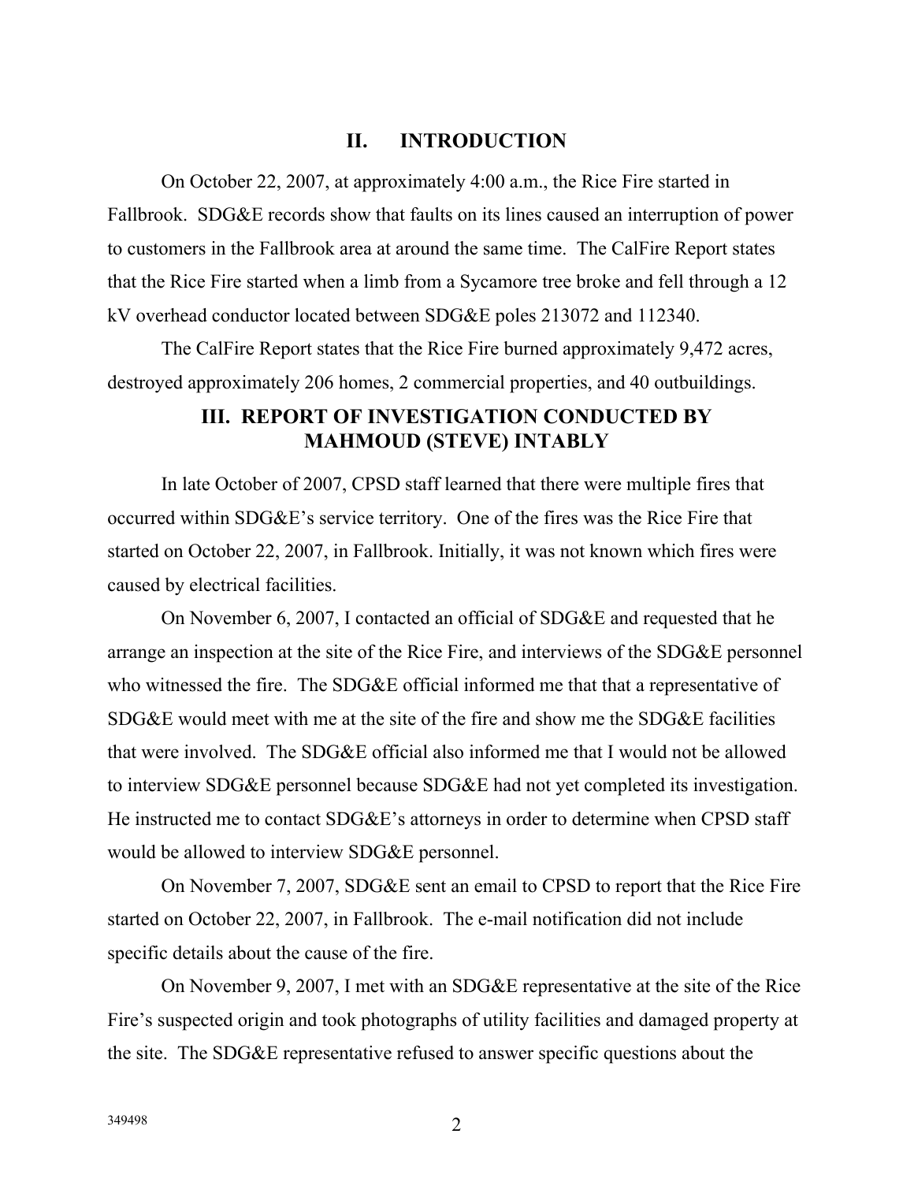## II. INTRODUCTION

On October 22, 2007, at approximately 4:00 a.m., the Rice Fire started in Fallbrook. SDG&E records show that faults on its lines caused an interruption of power to customers in the Fallbrook area at around the same time. The CalFire Report states that the Rice Fire started when a limb from a Sycamore tree broke and fell through a 12 kV overhead conductor located between SDG&E poles 213072 and 112340.

The CalFire Report states that the Rice Fire burned approximately 9,472 acres, destroyed approximately 206 homes, 2 commercial properties, and 40 outbuildings.

## III. REPORT OF INVESTIGATION CONDUCTED BY MAHMOUD (STEVE) INTABLY

In late October of 2007, CPSD staff learned that there were multiple fires that occurred within SDG&E's service territory. One of the fires was the Rice Fire that started on October 22, 2007, in Fallbrook. Initially, it was not known which fires were caused by electrical facilities.

On November 6, 2007, I contacted an official of SDG&E and requested that he arrange an inspection at the site of the Rice Fire, and interviews of the SDG&E personnel who witnessed the fire. The SDG&E official informed me that that a representative of SDG&E would meet with me at the site of the fire and show me the SDG&E facilities that were involved. The SDG&E official also informed me that I would not be allowed to interview SDG&E personnel because SDG&E had not yet completed its investigation. He instructed me to contact SDG&E's attorneys in order to determine when CPSD staff would be allowed to interview SDG&E personnel.

On November 7, 2007, SDG&E sent an email to CPSD to report that the Rice Fire started on October 22, 2007, in Fallbrook. The e-mail notification did not include specific details about the cause of the fire.

On November 9, 2007, I met with an SDG&E representative at the site of the Rice Fire's suspected origin and took photographs of utility facilities and damaged property at the site. The SDG&E representative refused to answer specific questions about the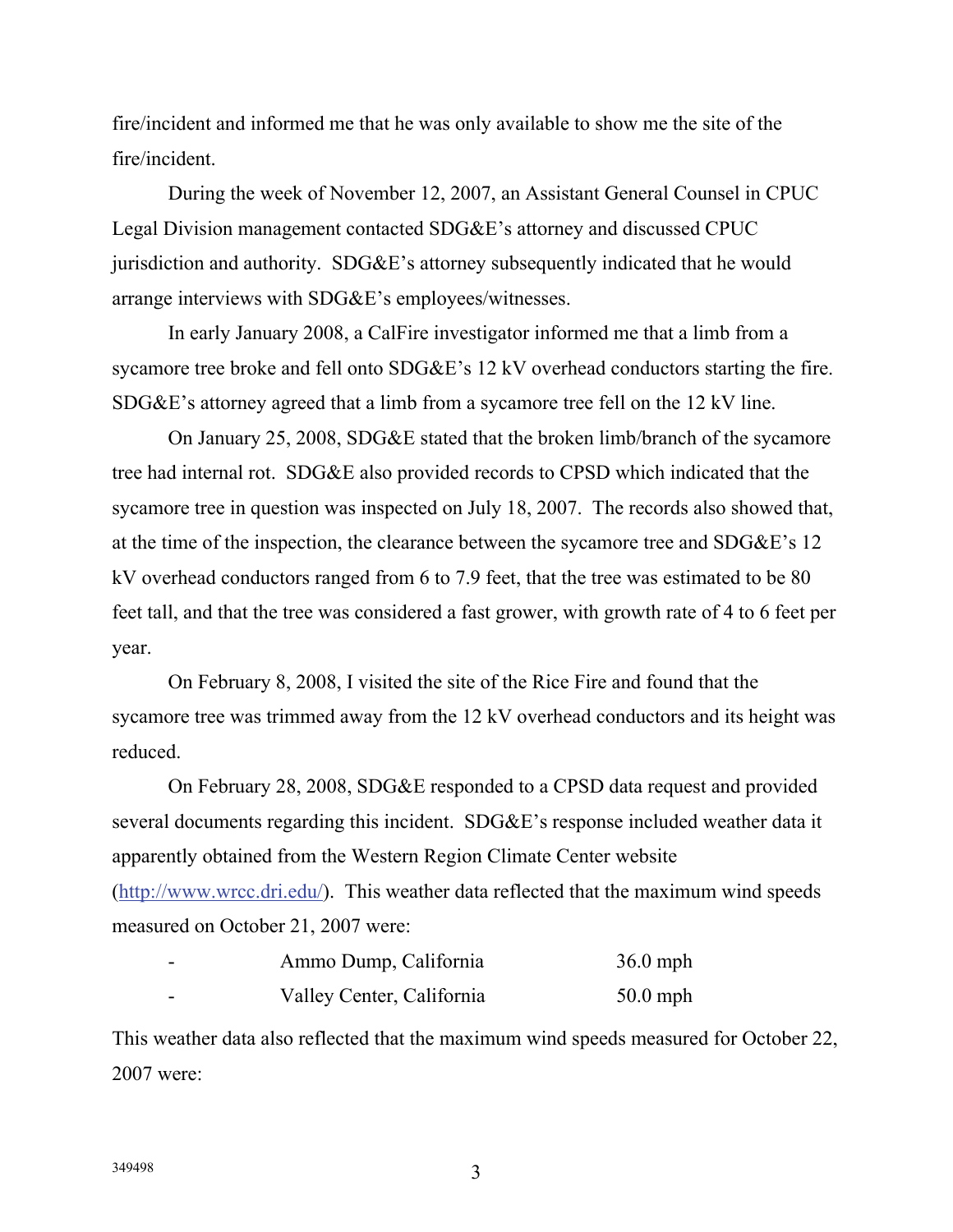fire/incident and informed me that he was only available to show me the site of the fire/incident.

During the week of November 12, 2007, an Assistant General Counsel in CPUC Legal Division management contacted SDG&E's attorney and discussed CPUC jurisdiction and authority. SDG&E's attorney subsequently indicated that he would arrange interviews with SDG&E's employees/witnesses.

In early January 2008, a CalFire investigator informed me that a limb from a sycamore tree broke and fell onto SDG&E's 12 kV overhead conductors starting the fire. SDG&E's attorney agreed that a limb from a sycamore tree fell on the 12 kV line.

On January 25, 2008, SDG&E stated that the broken limb/branch of the sycamore tree had internal rot. SDG&E also provided records to CPSD which indicated that the sycamore tree in question was inspected on July 18, 2007. The records also showed that, at the time of the inspection, the clearance between the sycamore tree and SDG&E's 12 kV overhead conductors ranged from 6 to 7.9 feet, that the tree was estimated to be 80 feet tall, and that the tree was considered a fast grower, with growth rate of 4 to 6 feet per year.

On February 8, 2008, I visited the site of the Rice Fire and found that the sycamore tree was trimmed away from the 12 kV overhead conductors and its height was reduced.

On February 28, 2008, SDG&E responded to a CPSD data request and provided several documents regarding this incident. SDG&E's response included weather data it apparently obtained from the Western Region Climate Center website (http://www.wrcc.dri.edu/). This weather data reflected that the maximum wind speeds measured on October 21, 2007 were:

- Ammo Dump, California 36.0 mph
- Valley Center, California 50.0 mph

This weather data also reflected that the maximum wind speeds measured for October 22, 2007 were: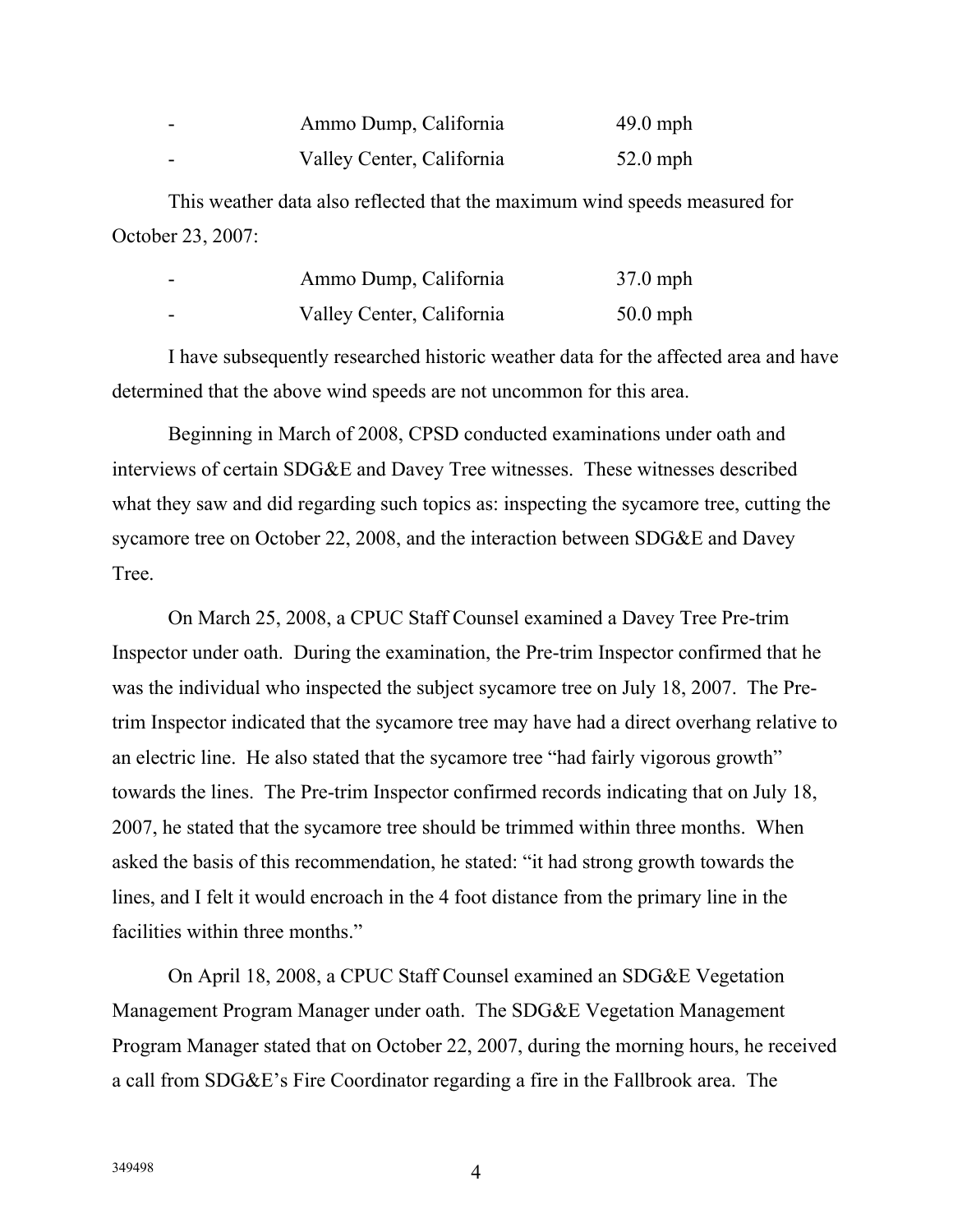- Ammo Dump, California 49.0 mph
- Valley Center, California 52.0 mph

This weather data also reflected that the maximum wind speeds measured for October 23, 2007:

- Ammo Dump, California 37.0 mph
- Valley Center, California 50.0 mph

I have subsequently researched historic weather data for the affected area and have determined that the above wind speeds are not uncommon for this area.

Beginning in March of 2008, CPSD conducted examinations under oath and interviews of certain SDG&E and Davey Tree witnesses. These witnesses described what they saw and did regarding such topics as: inspecting the sycamore tree, cutting the sycamore tree on October 22, 2008, and the interaction between SDG&E and Davey Tree.

On March 25, 2008, a CPUC Staff Counsel examined a Davey Tree Pre-trim Inspector under oath. During the examination, the Pre-trim Inspector confirmed that he was the individual who inspected the subject sycamore tree on July 18, 2007. The Pre-trim Inspector indicated that the sycamore tree may have had a direct overhang relative to an electric line. He also stated that the sycamore tree "had fairly vigorous growth" towards the lines. The Pre-trim Inspector confirmed records indicating that on July 18, 2007, he stated that the sycamore tree should be trimmed within three months. When asked the basis of this recommendation, he stated: "it had strong growth towards the lines, and I felt it would encroach in the 4 foot distance from the primary line in the facilities within three months."

On April 18, 2008, a CPUC Staff Counsel examined an SDG&E Vegetation Management Program Manager under oath. The SDG&E Vegetation Management Program Manager stated that on October 22, 2007, during the morning hours, he received a call from SDG&E's Fire Coordinator regarding a fire in the Fallbrook area. The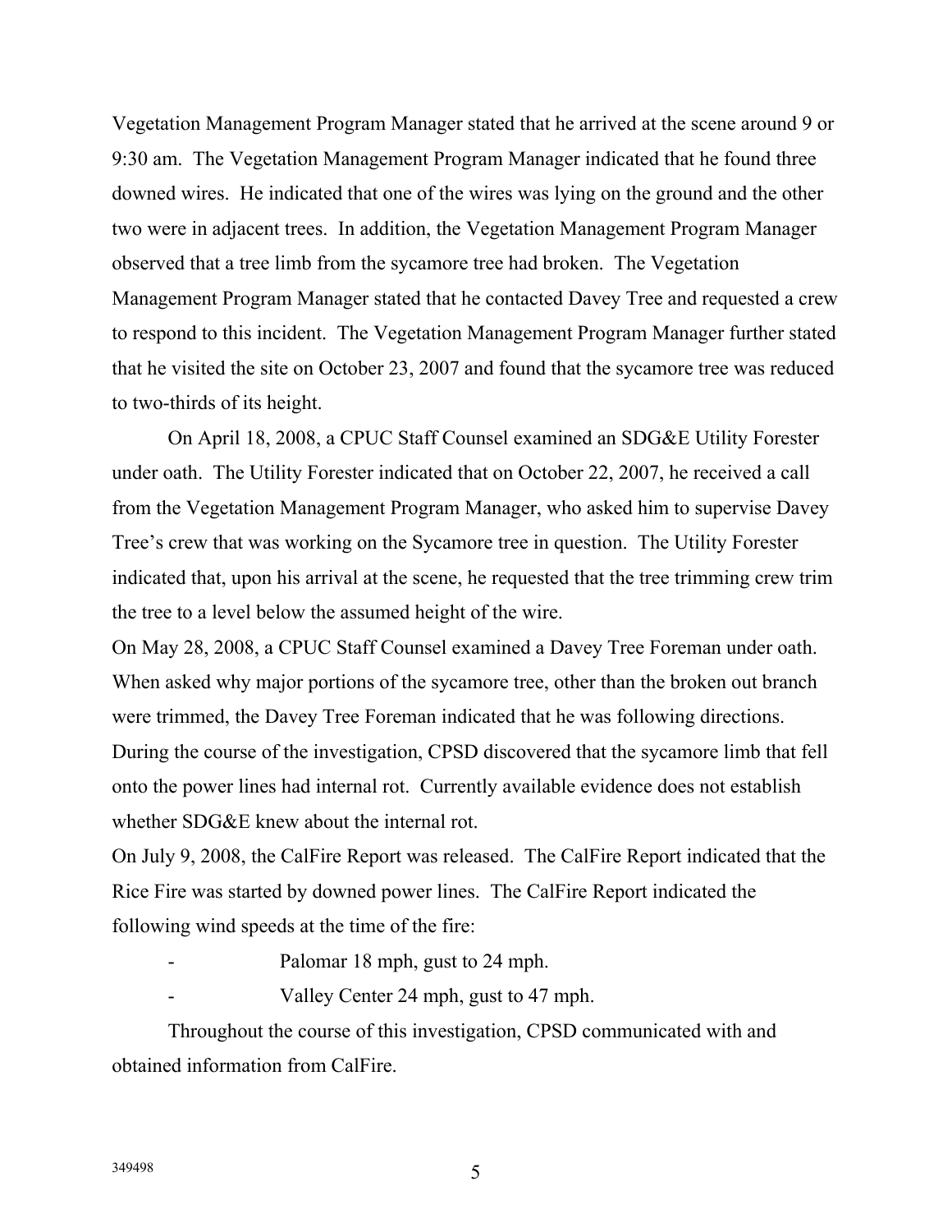Vegetation Management Program Manager stated that he arrived at the scene around 9 or 9:30 am. The Vegetation Management Program Manager indicated that he found three downed wires. He indicated that one of the wires was lying on the ground and the other two were in adjacent trees. In addition, the Vegetation Management Program Manager observed that a tree limb from the sycamore tree had broken. The Vegetation Management Program Manager stated that he contacted Davey Tree and requested a crew to respond to this incident. The Vegetation Management Program Manager further stated that he visited the site on October 23, 2007 and found that the sycamore tree was reduced to two-thirds of its height.

On April 18, 2008, a CPUC Staff Counsel examined an SDG&E Utility Forester under oath. The Utility Forester indicated that on October 22, 2007, he received a call from the Vegetation Management Program Manager, who asked him to supervise Davey Tree's crew that was working on the Sycamore tree in question. The Utility Forester indicated that, upon his arrival at the scene, he requested that the tree trimming crew trim the tree to a level below the assumed height of the wire.

On May 28, 2008, a CPUC Staff Counsel examined a Davey Tree Foreman under oath. When asked why major portions of the sycamore tree, other than the broken out branch were trimmed, the Davey Tree Foreman indicated that he was following directions.

During the course of the investigation, CPSD discovered that the sycamore limb that fell onto the power lines had internal rot. Currently available evidence does not establish whether SDG&E knew about the internal rot.

On July 9, 2008, the CalFire Report was released. The CalFire Report indicated that the Rice Fire was started by downed power lines. The CalFire Report indicated the following wind speeds at the time of the fire:

- Palomar 18 mph, gust to 24 mph.
- Valley Center 24 mph, gust to 47 mph.

Throughout the course of this investigation, CPSD communicated with and obtained information from CalFire.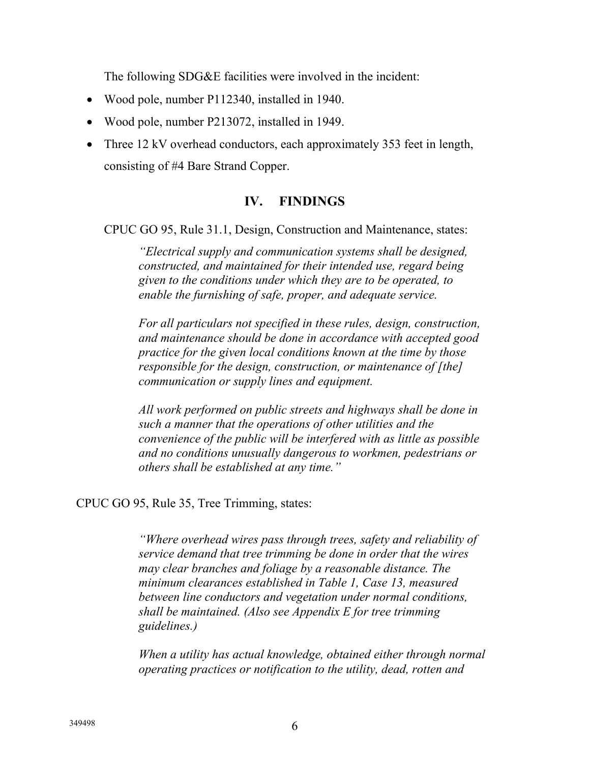The following SDG&E facilities were involved in the incident:

- Wood pole, number P112340, installed in 1940.
- Wood pole, number P213072, installed in 1949.
- Three 12 kV overhead conductors, each approximately 353 feet in length, consisting of #4 Bare Strand Copper.

## IV. FINDINGS

CPUC GO 95, Rule 31.1, Design, Construction and Maintenance, states:

> *"Electrical supply and communication systems shall be designed, constructed, and maintained for their intended use, regard being given to the conditions under which they are to be operated, to enable the furnishing of safe, proper, and adequate service.*
>
> *For all particulars not specified in these rules, design, construction, and maintenance should be done in accordance with accepted good practice for the given local conditions known at the time by those responsible for the design, construction, or maintenance of [the] communication or supply lines and equipment.*
>
> *All work performed on public streets and highways shall be done in such a manner that the operations of other utilities and the convenience of the public will be interfered with as little as possible and no conditions unusually dangerous to workmen, pedestrians or others shall be established at any time."*

CPUC GO 95, Rule 35, Tree Trimming, states:

> *"Where overhead wires pass through trees, safety and reliability of service demand that tree trimming be done in order that the wires may clear branches and foliage by a reasonable distance. The minimum clearances established in Table 1, Case 13, measured between line conductors and vegetation under normal conditions, shall be maintained. (Also see Appendix E for tree trimming guidelines.)*
>
> *When a utility has actual knowledge, obtained either through normal operating practices or notification to the utility, dead, rotten and*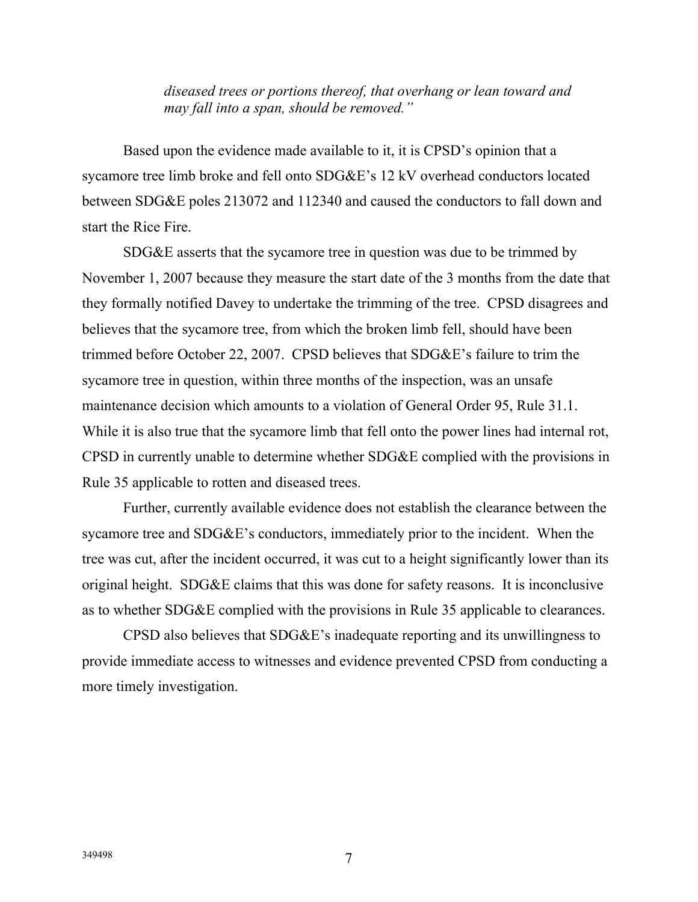*diseased trees or portions thereof, that overhang or lean toward and may fall into a span, should be removed."*

Based upon the evidence made available to it, it is CPSD's opinion that a sycamore tree limb broke and fell onto SDG&E's 12 kV overhead conductors located between SDG&E poles 213072 and 112340 and caused the conductors to fall down and start the Rice Fire.

SDG&E asserts that the sycamore tree in question was due to be trimmed by November 1, 2007 because they measure the start date of the 3 months from the date that they formally notified Davey to undertake the trimming of the tree. CPSD disagrees and believes that the sycamore tree, from which the broken limb fell, should have been trimmed before October 22, 2007. CPSD believes that SDG&E's failure to trim the sycamore tree in question, within three months of the inspection, was an unsafe maintenance decision which amounts to a violation of General Order 95, Rule 31.1. While it is also true that the sycamore limb that fell onto the power lines had internal rot, CPSD in currently unable to determine whether SDG&E complied with the provisions in Rule 35 applicable to rotten and diseased trees.

Further, currently available evidence does not establish the clearance between the sycamore tree and SDG&E's conductors, immediately prior to the incident. When the tree was cut, after the incident occurred, it was cut to a height significantly lower than its original height. SDG&E claims that this was done for safety reasons. It is inconclusive as to whether SDG&E complied with the provisions in Rule 35 applicable to clearances.

CPSD also believes that SDG&E's inadequate reporting and its unwillingness to provide immediate access to witnesses and evidence prevented CPSD from conducting a more timely investigation.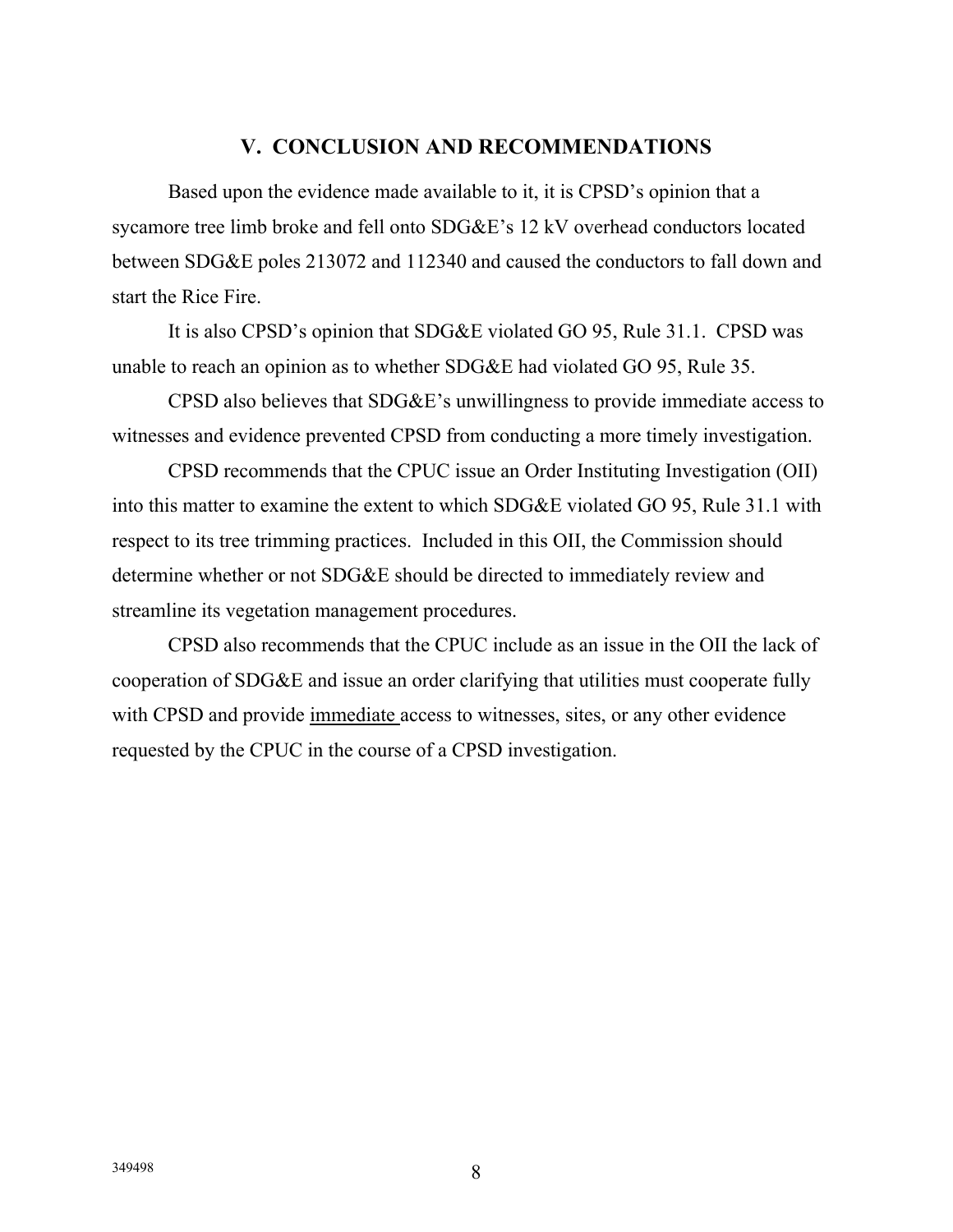## V. CONCLUSION AND RECOMMENDATIONS

Based upon the evidence made available to it, it is CPSD's opinion that a sycamore tree limb broke and fell onto SDG&E's 12 kV overhead conductors located between SDG&E poles 213072 and 112340 and caused the conductors to fall down and start the Rice Fire.

It is also CPSD's opinion that SDG&E violated GO 95, Rule 31.1. CPSD was unable to reach an opinion as to whether SDG&E had violated GO 95, Rule 35.

CPSD also believes that SDG&E's unwillingness to provide immediate access to witnesses and evidence prevented CPSD from conducting a more timely investigation.

CPSD recommends that the CPUC issue an Order Instituting Investigation (OII) into this matter to examine the extent to which SDG&E violated GO 95, Rule 31.1 with respect to its tree trimming practices. Included in this OII, the Commission should determine whether or not SDG&E should be directed to immediately review and streamline its vegetation management procedures.

CPSD also recommends that the CPUC include as an issue in the OII the lack of cooperation of SDG&E and issue an order clarifying that utilities must cooperate fully with CPSD and provide <u>immediate</u> access to witnesses, sites, or any other evidence requested by the CPUC in the course of a CPSD investigation.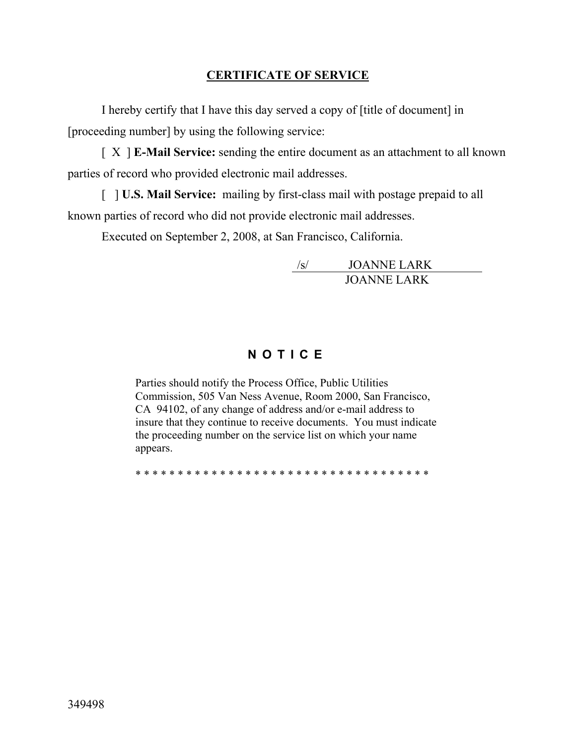## CERTIFICATE OF SERVICE

I hereby certify that I have this day served a copy of [title of document] in [proceeding number] by using the following service:

[ X ] **E-Mail Service:** sending the entire document as an attachment to all known parties of record who provided electronic mail addresses.

[ ] **U.S. Mail Service:** mailing by first-class mail with postage prepaid to all known parties of record who did not provide electronic mail addresses.

Executed on September 2, 2008, at San Francisco, California.

/s/ JOANNE LARK
JOANNE LARK

## N O T I C E

Parties should notify the Process Office, Public Utilities Commission, 505 Van Ness Avenue, Room 2000, San Francisco, CA 94102, of any change of address and/or e-mail address to insure that they continue to receive documents. You must indicate the proceeding number on the service list on which your name appears.

* * * * * * * * * * * * * * * * * * * * * * * * * * * * * * * * * * *

349498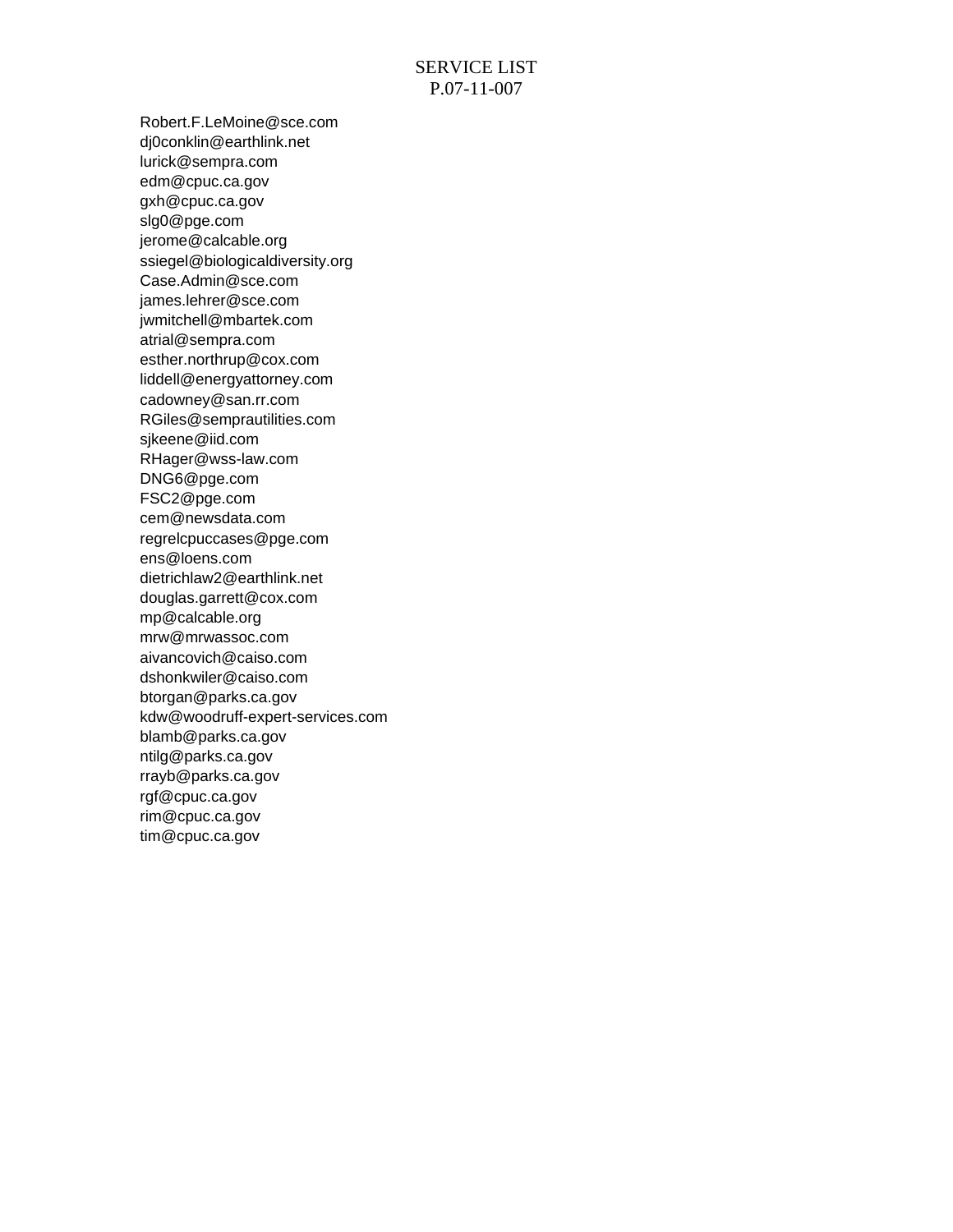SERVICE LIST
P.07-11-007

Robert.F.LeMoine@sce.com
dj0conklin@earthlink.net
lurick@sempra.com
edm@cpuc.ca.gov
gxh@cpuc.ca.gov
slg0@pge.com
jerome@calcable.org
ssiegel@biologicaldiversity.org
Case.Admin@sce.com
james.lehrer@sce.com
jwmitchell@mbartek.com
atrial@sempra.com
esther.northrup@cox.com
liddell@energyattorney.com
cadowney@san.rr.com
RGiles@semprautilities.com
sjkeene@iid.com
RHager@wss-law.com
DNG6@pge.com
FSC2@pge.com
cem@newsdata.com
regrelcpuccases@pge.com
ens@loens.com
dietrichlaw2@earthlink.net
douglas.garrett@cox.com
mp@calcable.org
mrw@mrwassoc.com
aivancovich@caiso.com
dshonkwiler@caiso.com
btorgan@parks.ca.gov
kdw@woodruff-expert-services.com
blamb@parks.ca.gov
ntilg@parks.ca.gov
rrayb@parks.ca.gov
rgf@cpuc.ca.gov
rim@cpuc.ca.gov
tim@cpuc.ca.gov